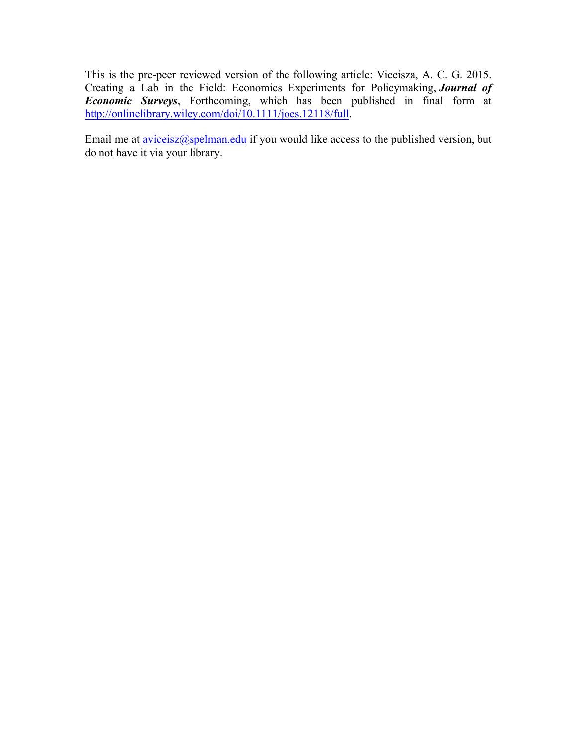This is the pre-peer reviewed version of the following article: Viceisza, A. C. G. 2015. Creating a Lab in the Field: Economics Experiments for Policymaking, ***Journal of Economic Surveys***, Forthcoming, which has been published in final form at [http://onlinelibrary.wiley.com/doi/10.1111/joes.12118/full](http://onlinelibrary.wiley.com/doi/10.1111/joes.12118/full).

Email me at [aviceisz@spelman.edu](mailto:aviceisz@spelman.edu) if you would like access to the published version, but do not have it via your library.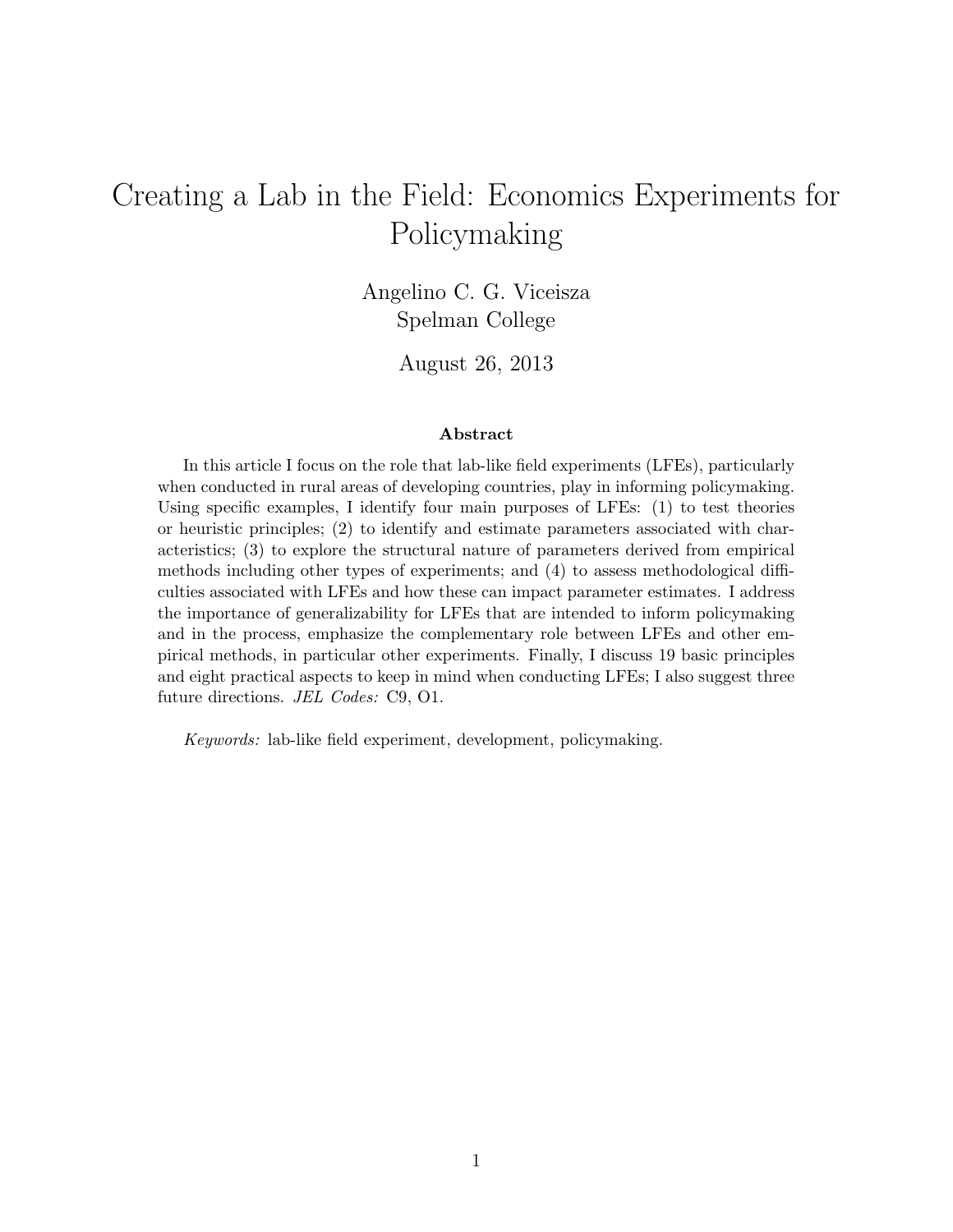# Creating a Lab in the Field: Economics Experiments for Policymaking

Angelino C. G. Viceisza
Spelman College

August 26, 2013

### Abstract

In this article I focus on the role that lab-like field experiments (LFEs), particularly when conducted in rural areas of developing countries, play in informing policymaking. Using specific examples, I identify four main purposes of LFEs: (1) to test theories or heuristic principles; (2) to identify and estimate parameters associated with characteristics; (3) to explore the structural nature of parameters derived from empirical methods including other types of experiments; and (4) to assess methodological difficulties associated with LFEs and how these can impact parameter estimates. I address the importance of generalizability for LFEs that are intended to inform policymaking and in the process, emphasize the complementary role between LFEs and other empirical methods, in particular other experiments. Finally, I discuss 19 basic principles and eight practical aspects to keep in mind when conducting LFEs; I also suggest three future directions. *JEL Codes:* C9, O1.

*Keywords:* lab-like field experiment, development, policymaking.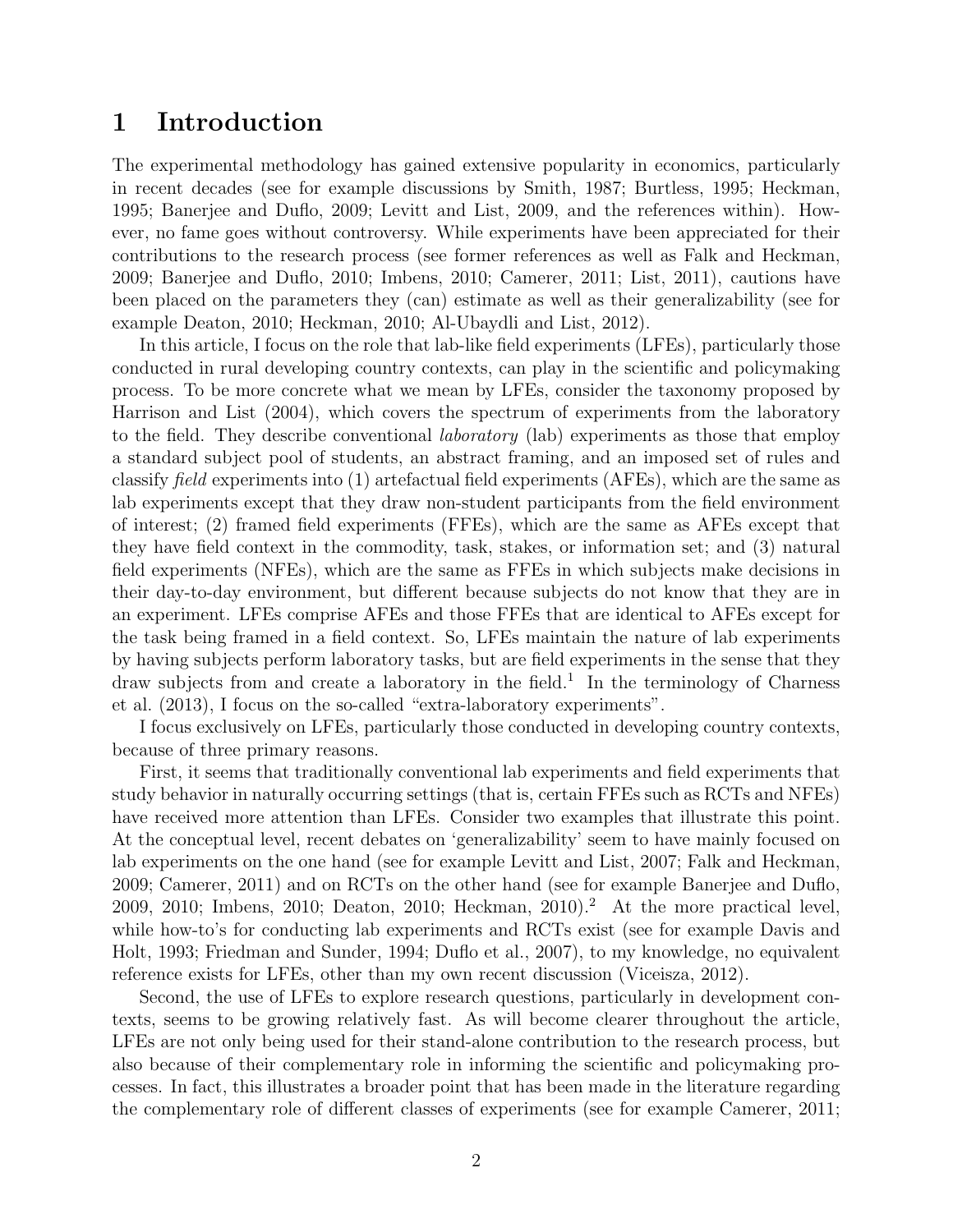# 1 Introduction

The experimental methodology has gained extensive popularity in economics, particularly in recent decades (see for example discussions by Smith, 1987; Burtless, 1995; Heckman, 1995; Banerjee and Duflo, 2009; Levitt and List, 2009, and the references within). However, no fame goes without controversy. While experiments have been appreciated for their contributions to the research process (see former references as well as Falk and Heckman, 2009; Banerjee and Duflo, 2010; Imbens, 2010; Camerer, 2011; List, 2011), cautions have been placed on the parameters they (can) estimate as well as their generalizability (see for example Deaton, 2010; Heckman, 2010; Al-Ubaydli and List, 2012).

In this article, I focus on the role that lab-like field experiments (LFEs), particularly those conducted in rural developing country contexts, can play in the scientific and policymaking process. To be more concrete what we mean by LFEs, consider the taxonomy proposed by Harrison and List (2004), which covers the spectrum of experiments from the laboratory to the field. They describe conventional *laboratory* (lab) experiments as those that employ a standard subject pool of students, an abstract framing, and an imposed set of rules and classify *field* experiments into (1) artefactual field experiments (AFEs), which are the same as lab experiments except that they draw non-student participants from the field environment of interest; (2) framed field experiments (FFEs), which are the same as AFEs except that they have field context in the commodity, task, stakes, or information set; and (3) natural field experiments (NFEs), which are the same as FFEs in which subjects make decisions in their day-to-day environment, but different because subjects do not know that they are in an experiment. LFEs comprise AFEs and those FFEs that are identical to AFEs except for the task being framed in a field context. So, LFEs maintain the nature of lab experiments by having subjects perform laboratory tasks, but are field experiments in the sense that they draw subjects from and create a laboratory in the field.[1] In the terminology of Charness et al. (2013), I focus on the so-called "extra-laboratory experiments".

I focus exclusively on LFEs, particularly those conducted in developing country contexts, because of three primary reasons.

First, it seems that traditionally conventional lab experiments and field experiments that study behavior in naturally occurring settings (that is, certain FFEs such as RCTs and NFEs) have received more attention than LFEs. Consider two examples that illustrate this point. At the conceptual level, recent debates on 'generalizability' seem to have mainly focused on lab experiments on the one hand (see for example Levitt and List, 2007; Falk and Heckman, 2009; Camerer, 2011) and on RCTs on the other hand (see for example Banerjee and Duflo, 2009, 2010; Imbens, 2010; Deaton, 2010; Heckman, 2010).[2] At the more practical level, while how-to's for conducting lab experiments and RCTs exist (see for example Davis and Holt, 1993; Friedman and Sunder, 1994; Duflo et al., 2007), to my knowledge, no equivalent reference exists for LFEs, other than my own recent discussion (Viceisza, 2012).

Second, the use of LFEs to explore research questions, particularly in development contexts, seems to be growing relatively fast. As will become clearer throughout the article, LFEs are not only being used for their stand-alone contribution to the research process, but also because of their complementary role in informing the scientific and policymaking processes. In fact, this illustrates a broader point that has been made in the literature regarding the complementary role of different classes of experiments (see for example Camerer, 2011;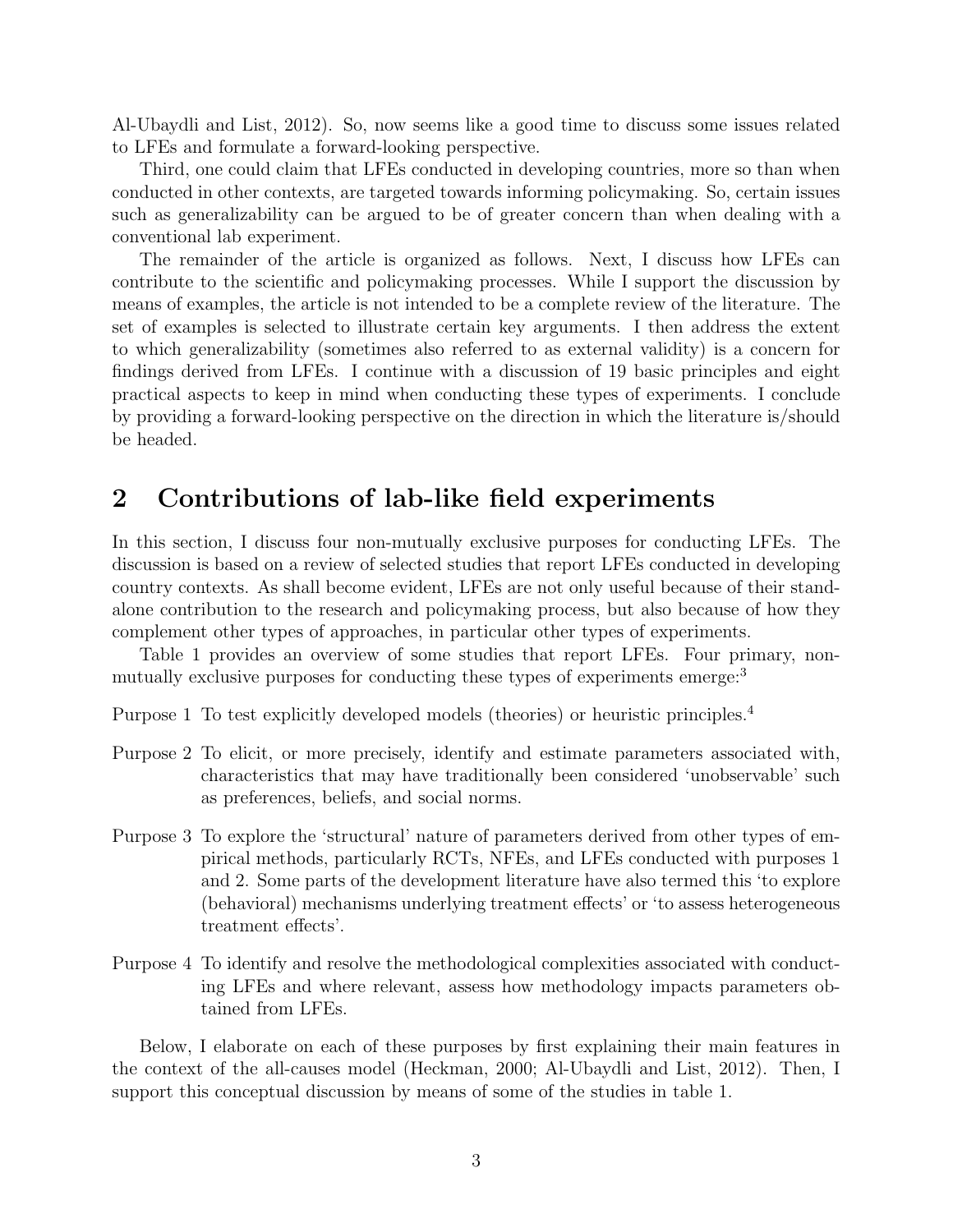Al-Ubaydli and List, 2012). So, now seems like a good time to discuss some issues related to LFEs and formulate a forward-looking perspective.

Third, one could claim that LFEs conducted in developing countries, more so than when conducted in other contexts, are targeted towards informing policymaking. So, certain issues such as generalizability can be argued to be of greater concern than when dealing with a conventional lab experiment.

The remainder of the article is organized as follows. Next, I discuss how LFEs can contribute to the scientific and policymaking processes. While I support the discussion by means of examples, the article is not intended to be a complete review of the literature. The set of examples is selected to illustrate certain key arguments. I then address the extent to which generalizability (sometimes also referred to as external validity) is a concern for findings derived from LFEs. I continue with a discussion of 19 basic principles and eight practical aspects to keep in mind when conducting these types of experiments. I conclude by providing a forward-looking perspective on the direction in which the literature is/should be headed.

## 2 Contributions of lab-like field experiments

In this section, I discuss four non-mutually exclusive purposes for conducting LFEs. The discussion is based on a review of selected studies that report LFEs conducted in developing country contexts. As shall become evident, LFEs are not only useful because of their stand-alone contribution to the research and policymaking process, but also because of how they complement other types of approaches, in particular other types of experiments.

Table 1 provides an overview of some studies that report LFEs. Four primary, non-mutually exclusive purposes for conducting these types of experiments emerge:[3]

Purpose 1 To test explicitly developed models (theories) or heuristic principles.[4]

Purpose 2 To elicit, or more precisely, identify and estimate parameters associated with, characteristics that may have traditionally been considered 'unobservable' such as preferences, beliefs, and social norms.

Purpose 3 To explore the 'structural' nature of parameters derived from other types of empirical methods, particularly RCTs, NFEs, and LFEs conducted with purposes 1 and 2. Some parts of the development literature have also termed this 'to explore (behavioral) mechanisms underlying treatment effects' or 'to assess heterogeneous treatment effects'.

Purpose 4 To identify and resolve the methodological complexities associated with conducting LFEs and where relevant, assess how methodology impacts parameters obtained from LFEs.

Below, I elaborate on each of these purposes by first explaining their main features in the context of the all-causes model (Heckman, 2000; Al-Ubaydli and List, 2012). Then, I support this conceptual discussion by means of some of the studies in table 1.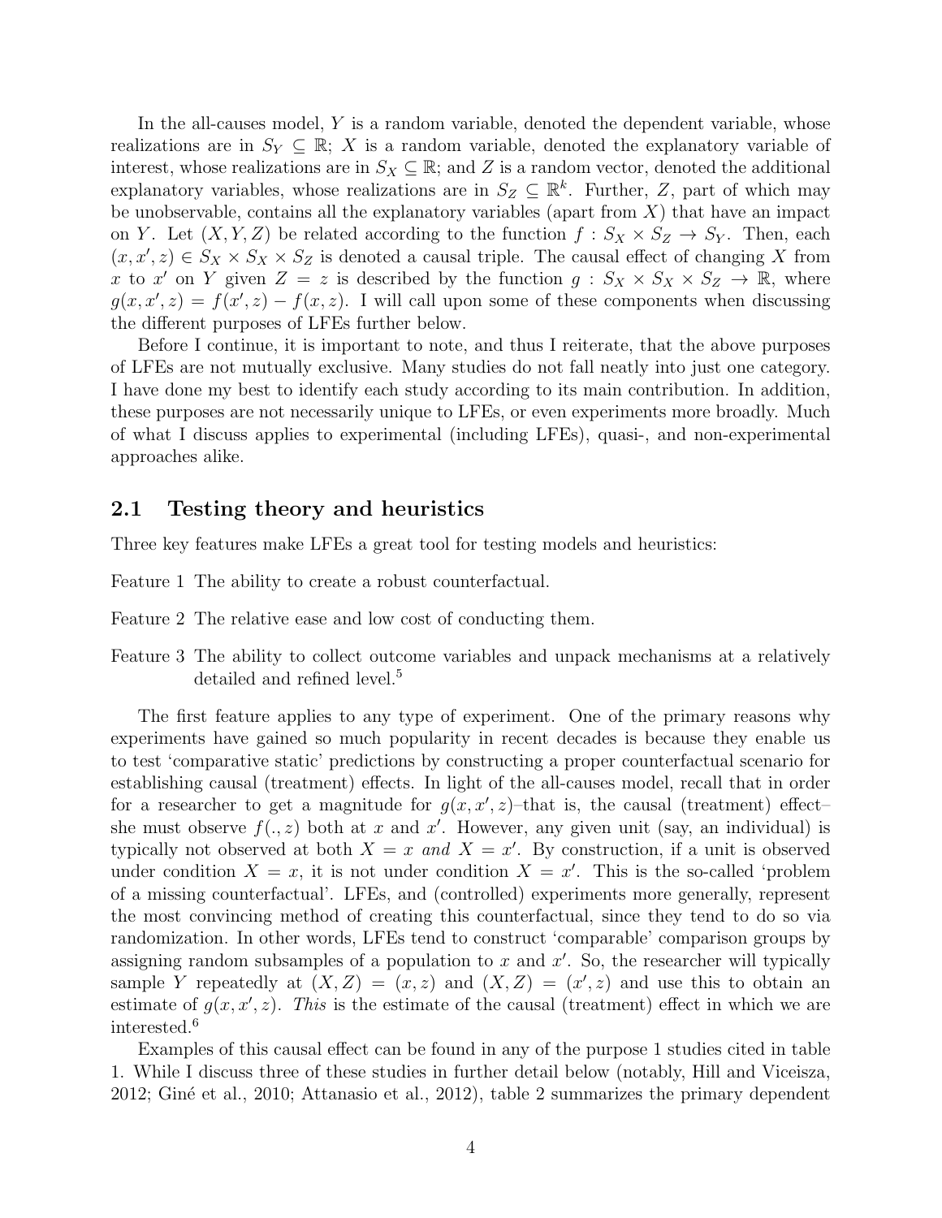In the all-causes model, $Y$ is a random variable, denoted the dependent variable, whose realizations are in $S_Y \subseteq \mathbb{R}$; $X$ is a random variable, denoted the explanatory variable of interest, whose realizations are in $S_X \subseteq \mathbb{R}$; and $Z$ is a random vector, denoted the additional explanatory variables, whose realizations are in $S_Z \subseteq \mathbb{R}^k$. Further, $Z$, part of which may be unobservable, contains all the explanatory variables (apart from $X$) that have an impact on $Y$. Let $(X, Y, Z)$ be related according to the function $f : S_X \times S_Z \rightarrow S_Y$. Then, each $(x, x', z) \in S_X \times S_X \times S_Z$ is denoted a causal triple. The causal effect of changing $X$ from $x$ to $x'$ on $Y$ given $Z = z$ is described by the function $g : S_X \times S_X \times S_Z \rightarrow \mathbb{R}$, where $g(x, x', z) = f(x', z) - f(x, z)$. I will call upon some of these components when discussing the different purposes of LFEs further below.

Before I continue, it is important to note, and thus I reiterate, that the above purposes of LFEs are not mutually exclusive. Many studies do not fall neatly into just one category. I have done my best to identify each study according to its main contribution. In addition, these purposes are not necessarily unique to LFEs, or even experiments more broadly. Much of what I discuss applies to experimental (including LFEs), quasi-, and non-experimental approaches alike.

## 2.1 Testing theory and heuristics

Three key features make LFEs a great tool for testing models and heuristics:

Feature 1 The ability to create a robust counterfactual.

Feature 2 The relative ease and low cost of conducting them.

Feature 3 The ability to collect outcome variables and unpack mechanisms at a relatively detailed and refined level.[5]

The first feature applies to any type of experiment. One of the primary reasons why experiments have gained so much popularity in recent decades is because they enable us to test 'comparative static' predictions by constructing a proper counterfactual scenario for establishing causal (treatment) effects. In light of the all-causes model, recall that in order for a researcher to get a magnitude for $g(x, x', z)$–that is, the causal (treatment) effect–she must observe $f(., z)$ both at $x$ and $x'$. However, any given unit (say, an individual) is typically not observed at both $X = x$ *and* $X = x'$. By construction, if a unit is observed under condition $X = x$, it is not under condition $X = x'$. This is the so-called 'problem of a missing counterfactual'. LFEs, and (controlled) experiments more generally, represent the most convincing method of creating this counterfactual, since they tend to do so via randomization. In other words, LFEs tend to construct 'comparable' comparison groups by assigning random subsamples of a population to $x$ and $x'$. So, the researcher will typically sample $Y$ repeatedly at $(X, Z) = (x, z)$ and $(X, Z) = (x', z)$ and use this to obtain an estimate of $g(x, x', z)$. *This* is the estimate of the causal (treatment) effect in which we are interested.[6]

Examples of this causal effect can be found in any of the purpose 1 studies cited in table 1. While I discuss three of these studies in further detail below (notably, Hill and Viceisza, 2012; Giné et al., 2010; Attanasio et al., 2012), table 2 summarizes the primary dependent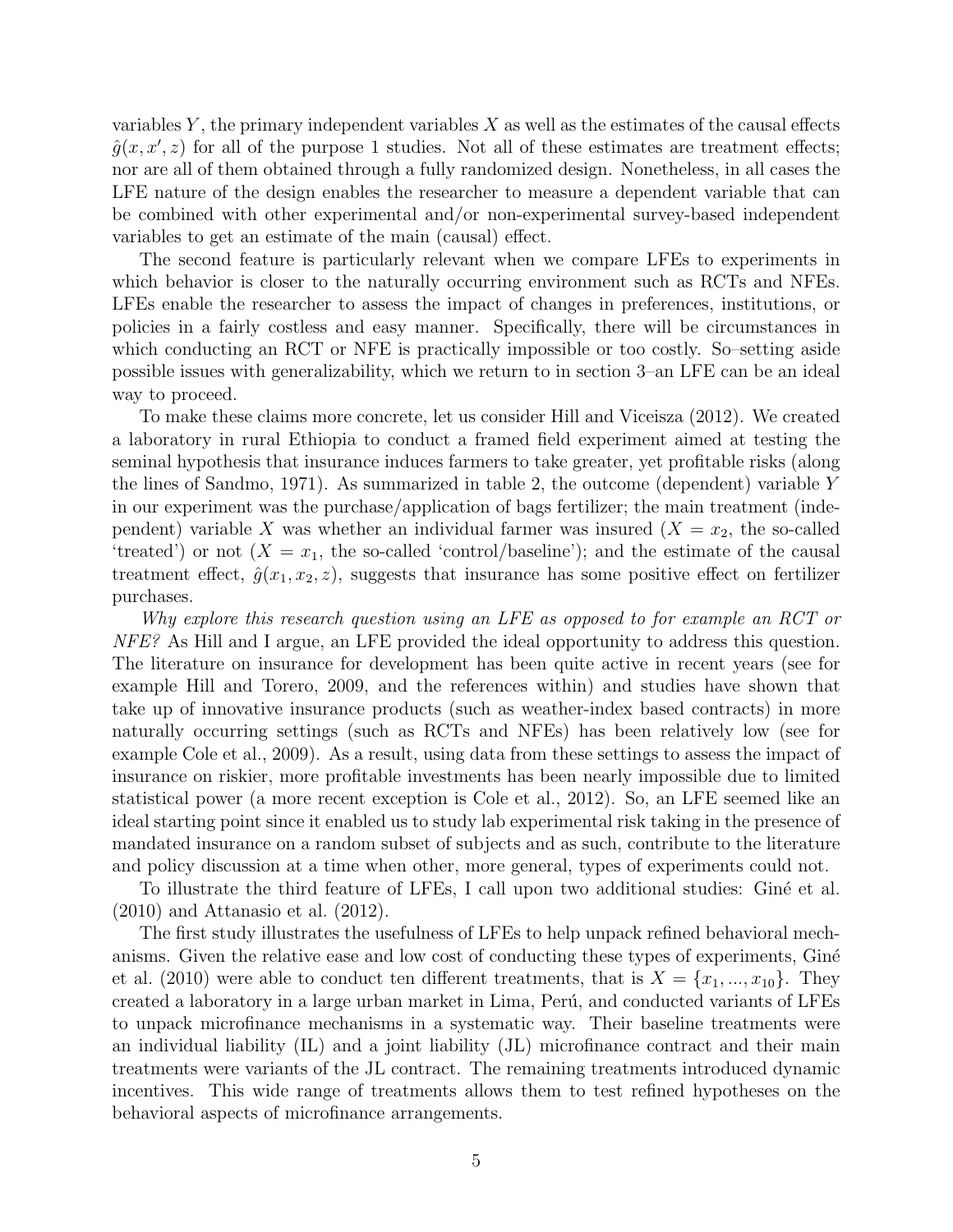variables $Y$, the primary independent variables $X$ as well as the estimates of the causal effects $\hat{g}(x, x', z)$ for all of the purpose 1 studies. Not all of these estimates are treatment effects; nor are all of them obtained through a fully randomized design. Nonetheless, in all cases the LFE nature of the design enables the researcher to measure a dependent variable that can be combined with other experimental and/or non-experimental survey-based independent variables to get an estimate of the main (causal) effect.

The second feature is particularly relevant when we compare LFEs to experiments in which behavior is closer to the naturally occurring environment such as RCTs and NFEs. LFEs enable the researcher to assess the impact of changes in preferences, institutions, or policies in a fairly costless and easy manner. Specifically, there will be circumstances in which conducting an RCT or NFE is practically impossible or too costly. So–setting aside possible issues with generalizability, which we return to in section 3–an LFE can be an ideal way to proceed.

To make these claims more concrete, let us consider Hill and Viceisza (2012). We created a laboratory in rural Ethiopia to conduct a framed field experiment aimed at testing the seminal hypothesis that insurance induces farmers to take greater, yet profitable risks (along the lines of Sandmo, 1971). As summarized in table 2, the outcome (dependent) variable $Y$ in our experiment was the purchase/application of bags fertilizer; the main treatment (independent) variable $X$ was whether an individual farmer was insured ($X = x_2$, the so-called 'treated') or not ($X = x_1$, the so-called 'control/baseline'); and the estimate of the causal treatment effect, $\hat{g}(x_1, x_2, z)$, suggests that insurance has some positive effect on fertilizer purchases.

*Why explore this research question using an LFE as opposed to for example an RCT or NFE?* As Hill and I argue, an LFE provided the ideal opportunity to address this question. The literature on insurance for development has been quite active in recent years (see for example Hill and Torero, 2009, and the references within) and studies have shown that take up of innovative insurance products (such as weather-index based contracts) in more naturally occurring settings (such as RCTs and NFEs) has been relatively low (see for example Cole et al., 2009). As a result, using data from these settings to assess the impact of insurance on riskier, more profitable investments has been nearly impossible due to limited statistical power (a more recent exception is Cole et al., 2012). So, an LFE seemed like an ideal starting point since it enabled us to study lab experimental risk taking in the presence of mandated insurance on a random subset of subjects and as such, contribute to the literature and policy discussion at a time when other, more general, types of experiments could not.

To illustrate the third feature of LFEs, I call upon two additional studies: Giné et al. (2010) and Attanasio et al. (2012).

The first study illustrates the usefulness of LFEs to help unpack refined behavioral mechanisms. Given the relative ease and low cost of conducting these types of experiments, Giné et al. (2010) were able to conduct ten different treatments, that is $X = \{x_1, ..., x_{10}\}$. They created a laboratory in a large urban market in Lima, Perú, and conducted variants of LFEs to unpack microfinance mechanisms in a systematic way. Their baseline treatments were an individual liability (IL) and a joint liability (JL) microfinance contract and their main treatments were variants of the JL contract. The remaining treatments introduced dynamic incentives. This wide range of treatments allows them to test refined hypotheses on the behavioral aspects of microfinance arrangements.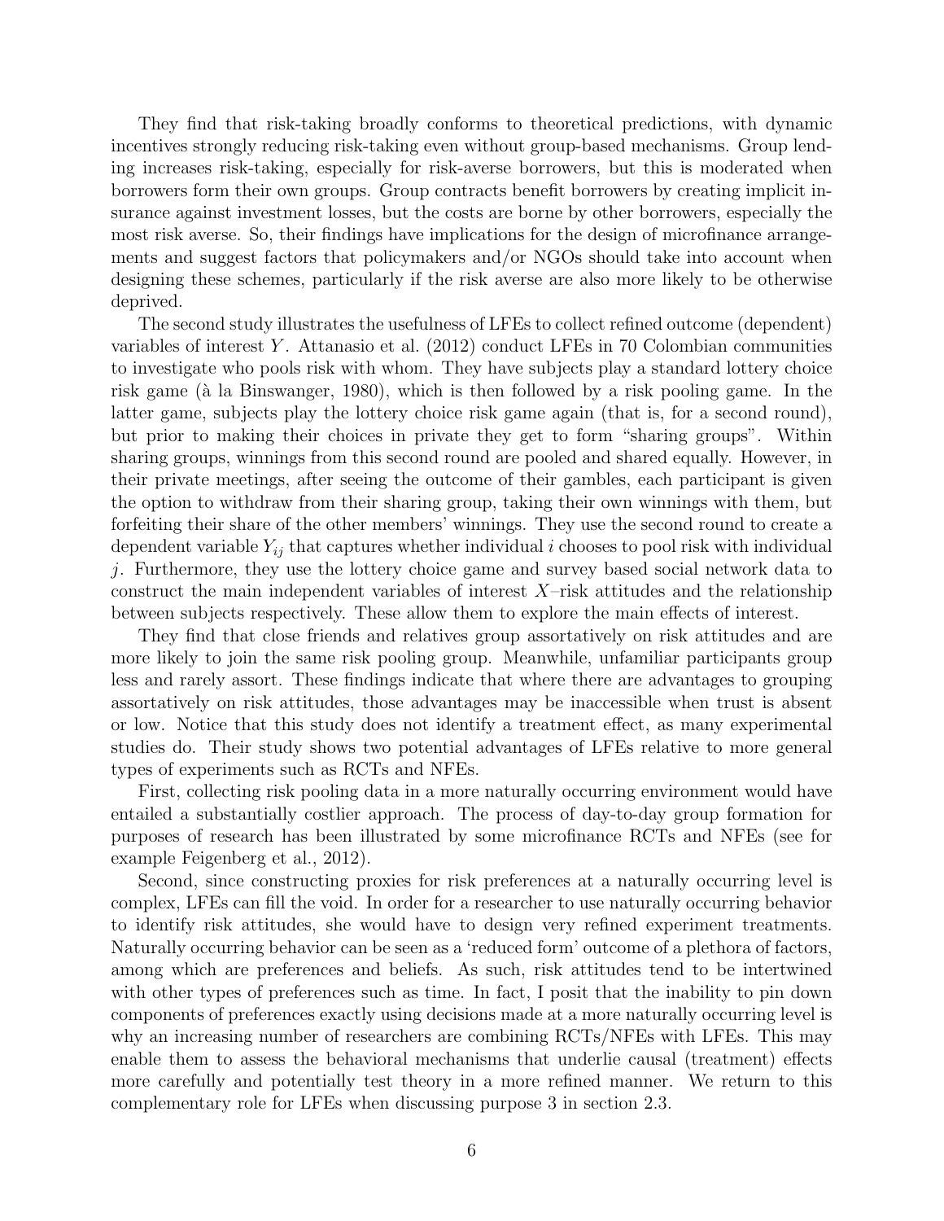They find that risk-taking broadly conforms to theoretical predictions, with dynamic incentives strongly reducing risk-taking even without group-based mechanisms. Group lending increases risk-taking, especially for risk-averse borrowers, but this is moderated when borrowers form their own groups. Group contracts benefit borrowers by creating implicit insurance against investment losses, but the costs are borne by other borrowers, especially the most risk averse. So, their findings have implications for the design of microfinance arrangements and suggest factors that policymakers and/or NGOs should take into account when designing these schemes, particularly if the risk averse are also more likely to be otherwise deprived.

The second study illustrates the usefulness of LFEs to collect refined outcome (dependent) variables of interest $Y$. Attanasio et al. (2012) conduct LFEs in 70 Colombian communities to investigate who pools risk with whom. They have subjects play a standard lottery choice risk game (à la Binswanger, 1980), which is then followed by a risk pooling game. In the latter game, subjects play the lottery choice risk game again (that is, for a second round), but prior to making their choices in private they get to form "sharing groups". Within sharing groups, winnings from this second round are pooled and shared equally. However, in their private meetings, after seeing the outcome of their gambles, each participant is given the option to withdraw from their sharing group, taking their own winnings with them, but forfeiting their share of the other members' winnings. They use the second round to create a dependent variable $Y_{ij}$ that captures whether individual $i$ chooses to pool risk with individual $j$. Furthermore, they use the lottery choice game and survey based social network data to construct the main independent variables of interest $X$–risk attitudes and the relationship between subjects respectively. These allow them to explore the main effects of interest.

They find that close friends and relatives group assortatively on risk attitudes and are more likely to join the same risk pooling group. Meanwhile, unfamiliar participants group less and rarely assort. These findings indicate that where there are advantages to grouping assortatively on risk attitudes, those advantages may be inaccessible when trust is absent or low. Notice that this study does not identify a treatment effect, as many experimental studies do. Their study shows two potential advantages of LFEs relative to more general types of experiments such as RCTs and NFEs.

First, collecting risk pooling data in a more naturally occurring environment would have entailed a substantially costlier approach. The process of day-to-day group formation for purposes of research has been illustrated by some microfinance RCTs and NFEs (see for example Feigenberg et al., 2012).

Second, since constructing proxies for risk preferences at a naturally occurring level is complex, LFEs can fill the void. In order for a researcher to use naturally occurring behavior to identify risk attitudes, she would have to design very refined experiment treatments. Naturally occurring behavior can be seen as a 'reduced form' outcome of a plethora of factors, among which are preferences and beliefs. As such, risk attitudes tend to be intertwined with other types of preferences such as time. In fact, I posit that the inability to pin down components of preferences exactly using decisions made at a more naturally occurring level is why an increasing number of researchers are combining RCTs/NFEs with LFEs. This may enable them to assess the behavioral mechanisms that underlie causal (treatment) effects more carefully and potentially test theory in a more refined manner. We return to this complementary role for LFEs when discussing purpose 3 in section 2.3.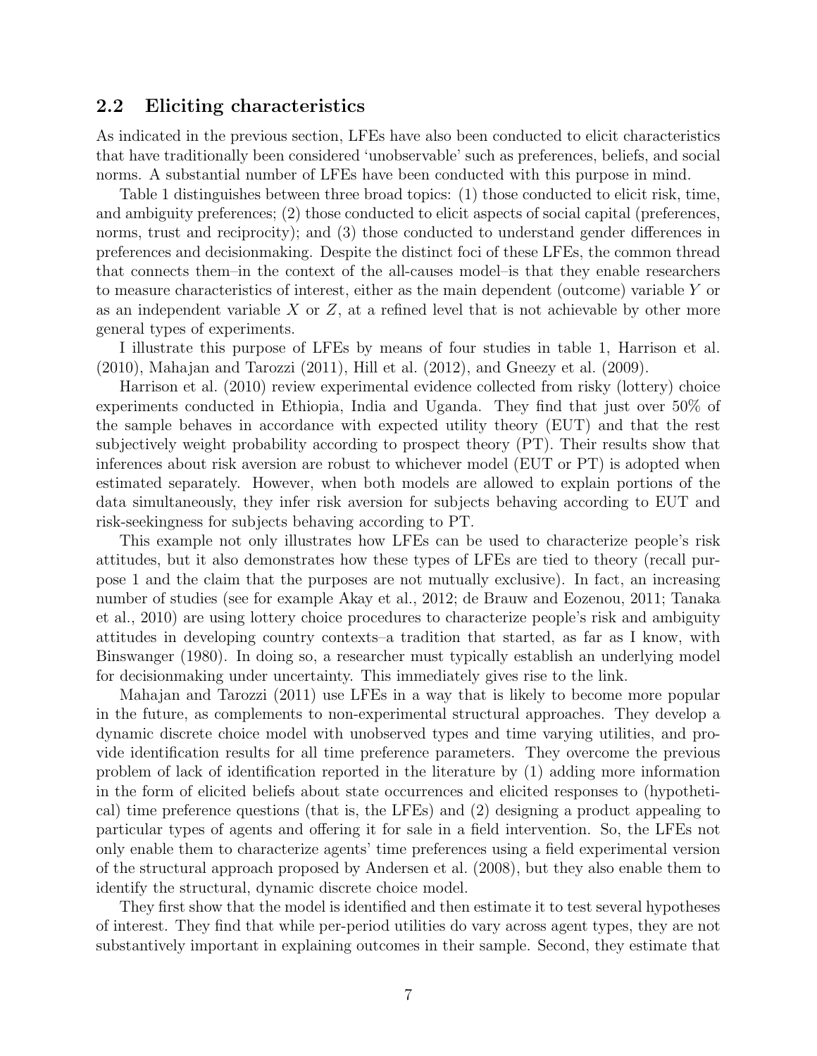### 2.2 Eliciting characteristics

As indicated in the previous section, LFEs have also been conducted to elicit characteristics that have traditionally been considered 'unobservable' such as preferences, beliefs, and social norms. A substantial number of LFEs have been conducted with this purpose in mind.

Table 1 distinguishes between three broad topics: (1) those conducted to elicit risk, time, and ambiguity preferences; (2) those conducted to elicit aspects of social capital (preferences, norms, trust and reciprocity); and (3) those conducted to understand gender differences in preferences and decisionmaking. Despite the distinct foci of these LFEs, the common thread that connects them–in the context of the all-causes model–is that they enable researchers to measure characteristics of interest, either as the main dependent (outcome) variable $Y$ or as an independent variable $X$ or $Z$, at a refined level that is not achievable by other more general types of experiments.

I illustrate this purpose of LFEs by means of four studies in table 1, Harrison et al. (2010), Mahajan and Tarozzi (2011), Hill et al. (2012), and Gneezy et al. (2009).

Harrison et al. (2010) review experimental evidence collected from risky (lottery) choice experiments conducted in Ethiopia, India and Uganda. They find that just over 50% of the sample behaves in accordance with expected utility theory (EUT) and that the rest subjectively weight probability according to prospect theory (PT). Their results show that inferences about risk aversion are robust to whichever model (EUT or PT) is adopted when estimated separately. However, when both models are allowed to explain portions of the data simultaneously, they infer risk aversion for subjects behaving according to EUT and risk-seekingness for subjects behaving according to PT.

This example not only illustrates how LFEs can be used to characterize people's risk attitudes, but it also demonstrates how these types of LFEs are tied to theory (recall purpose 1 and the claim that the purposes are not mutually exclusive). In fact, an increasing number of studies (see for example Akay et al., 2012; de Brauw and Eozenou, 2011; Tanaka et al., 2010) are using lottery choice procedures to characterize people's risk and ambiguity attitudes in developing country contexts–a tradition that started, as far as I know, with Binswanger (1980). In doing so, a researcher must typically establish an underlying model for decisionmaking under uncertainty. This immediately gives rise to the link.

Mahajan and Tarozzi (2011) use LFEs in a way that is likely to become more popular in the future, as complements to non-experimental structural approaches. They develop a dynamic discrete choice model with unobserved types and time varying utilities, and provide identification results for all time preference parameters. They overcome the previous problem of lack of identification reported in the literature by (1) adding more information in the form of elicited beliefs about state occurrences and elicited responses to (hypothetical) time preference questions (that is, the LFEs) and (2) designing a product appealing to particular types of agents and offering it for sale in a field intervention. So, the LFEs not only enable them to characterize agents' time preferences using a field experimental version of the structural approach proposed by Andersen et al. (2008), but they also enable them to identify the structural, dynamic discrete choice model.

They first show that the model is identified and then estimate it to test several hypotheses of interest. They find that while per-period utilities do vary across agent types, they are not substantively important in explaining outcomes in their sample. Second, they estimate that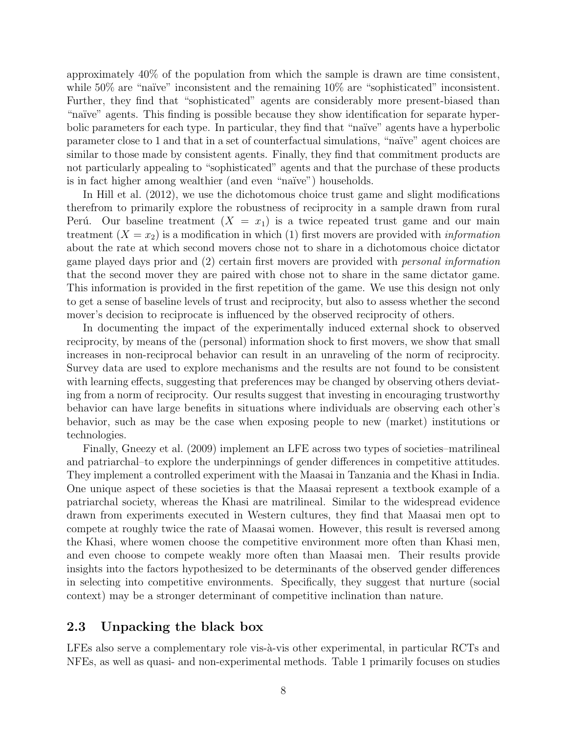approximately 40% of the population from which the sample is drawn are time consistent, while 50% are "naïve" inconsistent and the remaining 10% are "sophisticated" inconsistent. Further, they find that "sophisticated" agents are considerably more present-biased than "naïve" agents. This finding is possible because they show identification for separate hyperbolic parameters for each type. In particular, they find that "naïve" agents have a hyperbolic parameter close to 1 and that in a set of counterfactual simulations, "naïve" agent choices are similar to those made by consistent agents. Finally, they find that commitment products are not particularly appealing to "sophisticated" agents and that the purchase of these products is in fact higher among wealthier (and even "naïve") households.

In Hill et al. (2012), we use the dichotomous choice trust game and slight modifications therefrom to primarily explore the robustness of reciprocity in a sample drawn from rural Perú. Our baseline treatment ($X = x_1$) is a twice repeated trust game and our main treatment ($X = x_2$) is a modification in which (1) first movers are provided with *information* about the rate at which second movers chose not to share in a dichotomous choice dictator game played days prior and (2) certain first movers are provided with *personal information* that the second mover they are paired with chose not to share in the same dictator game. This information is provided in the first repetition of the game. We use this design not only to get a sense of baseline levels of trust and reciprocity, but also to assess whether the second mover's decision to reciprocate is influenced by the observed reciprocity of others.

In documenting the impact of the experimentally induced external shock to observed reciprocity, by means of the (personal) information shock to first movers, we show that small increases in non-reciprocal behavior can result in an unraveling of the norm of reciprocity. Survey data are used to explore mechanisms and the results are not found to be consistent with learning effects, suggesting that preferences may be changed by observing others deviating from a norm of reciprocity. Our results suggest that investing in encouraging trustworthy behavior can have large benefits in situations where individuals are observing each other's behavior, such as may be the case when exposing people to new (market) institutions or technologies.

Finally, Gneezy et al. (2009) implement an LFE across two types of societies–matrilineal and patriarchal–to explore the underpinnings of gender differences in competitive attitudes. They implement a controlled experiment with the Maasai in Tanzania and the Khasi in India. One unique aspect of these societies is that the Maasai represent a textbook example of a patriarchal society, whereas the Khasi are matrilineal. Similar to the widespread evidence drawn from experiments executed in Western cultures, they find that Maasai men opt to compete at roughly twice the rate of Maasai women. However, this result is reversed among the Khasi, where women choose the competitive environment more often than Khasi men, and even choose to compete weakly more often than Maasai men. Their results provide insights into the factors hypothesized to be determinants of the observed gender differences in selecting into competitive environments. Specifically, they suggest that nurture (social context) may be a stronger determinant of competitive inclination than nature.

## 2.3 Unpacking the black box

LFEs also serve a complementary role vis-à-vis other experimental, in particular RCTs and NFEs, as well as quasi- and non-experimental methods. Table 1 primarily focuses on studies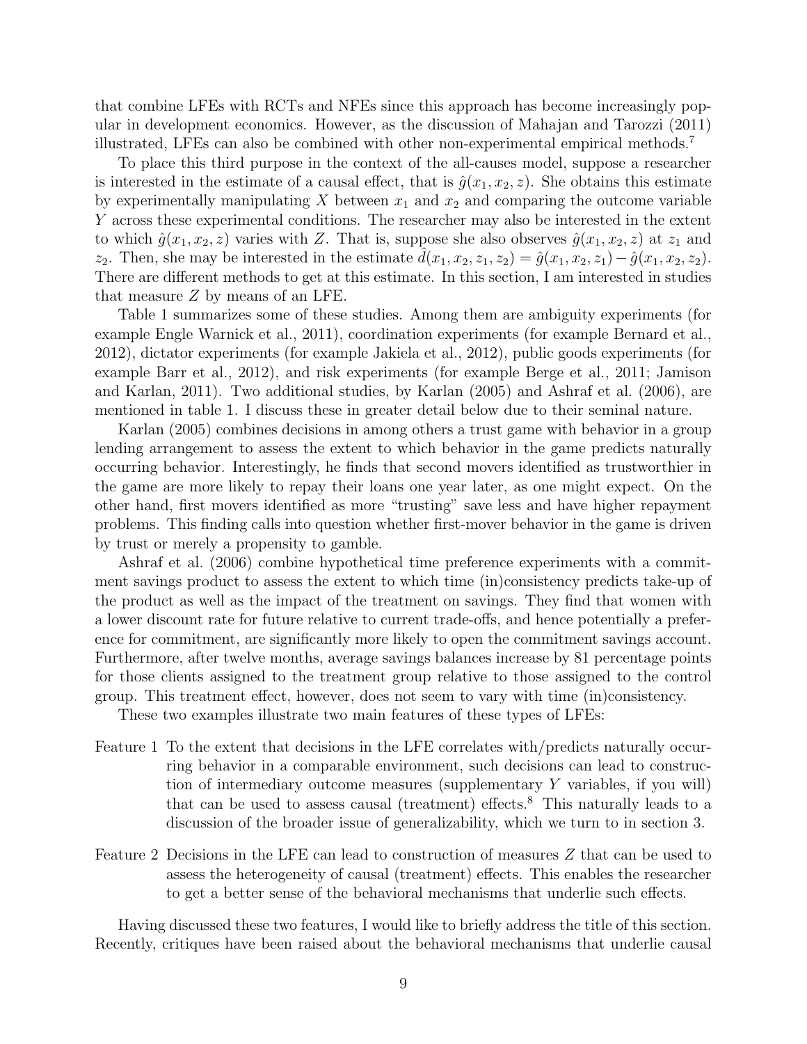that combine LFEs with RCTs and NFEs since this approach has become increasingly popular in development economics. However, as the discussion of Mahajan and Tarozzi (2011) illustrated, LFEs can also be combined with other non-experimental empirical methods.[7]

To place this third purpose in the context of the all-causes model, suppose a researcher is interested in the estimate of a causal effect, that is $\hat{g}(x_1, x_2, z)$. She obtains this estimate by experimentally manipulating $X$ between $x_1$ and $x_2$ and comparing the outcome variable $Y$ across these experimental conditions. The researcher may also be interested in the extent to which $\hat{g}(x_1, x_2, z)$ varies with $Z$. That is, suppose she also observes $\hat{g}(x_1, x_2, z)$ at $z_1$ and $z_2$. Then, she may be interested in the estimate $\hat{d}(x_1, x_2, z_1, z_2) = \hat{g}(x_1, x_2, z_1) - \hat{g}(x_1, x_2, z_2)$. There are different methods to get at this estimate. In this section, I am interested in studies that measure $Z$ by means of an LFE.

Table 1 summarizes some of these studies. Among them are ambiguity experiments (for example Engle Warnick et al., 2011), coordination experiments (for example Bernard et al., 2012), dictator experiments (for example Jakiela et al., 2012), public goods experiments (for example Barr et al., 2012), and risk experiments (for example Berge et al., 2011; Jamison and Karlan, 2011). Two additional studies, by Karlan (2005) and Ashraf et al. (2006), are mentioned in table 1. I discuss these in greater detail below due to their seminal nature.

Karlan (2005) combines decisions in among others a trust game with behavior in a group lending arrangement to assess the extent to which behavior in the game predicts naturally occurring behavior. Interestingly, he finds that second movers identified as trustworthier in the game are more likely to repay their loans one year later, as one might expect. On the other hand, first movers identified as more "trusting" save less and have higher repayment problems. This finding calls into question whether first-mover behavior in the game is driven by trust or merely a propensity to gamble.

Ashraf et al. (2006) combine hypothetical time preference experiments with a commitment savings product to assess the extent to which time (in)consistency predicts take-up of the product as well as the impact of the treatment on savings. They find that women with a lower discount rate for future relative to current trade-offs, and hence potentially a preference for commitment, are significantly more likely to open the commitment savings account. Furthermore, after twelve months, average savings balances increase by 81 percentage points for those clients assigned to the treatment group relative to those assigned to the control group. This treatment effect, however, does not seem to vary with time (in)consistency.

These two examples illustrate two main features of these types of LFEs:

- Feature 1 To the extent that decisions in the LFE correlates with/predicts naturally occurring behavior in a comparable environment, such decisions can lead to construction of intermediary outcome measures (supplementary $Y$ variables, if you will) that can be used to assess causal (treatment) effects.[8] This naturally leads to a discussion of the broader issue of generalizability, which we turn to in section 3.
- Feature 2 Decisions in the LFE can lead to construction of measures $Z$ that can be used to assess the heterogeneity of causal (treatment) effects. This enables the researcher to get a better sense of the behavioral mechanisms that underlie such effects.

Having discussed these two features, I would like to briefly address the title of this section. Recently, critiques have been raised about the behavioral mechanisms that underlie causal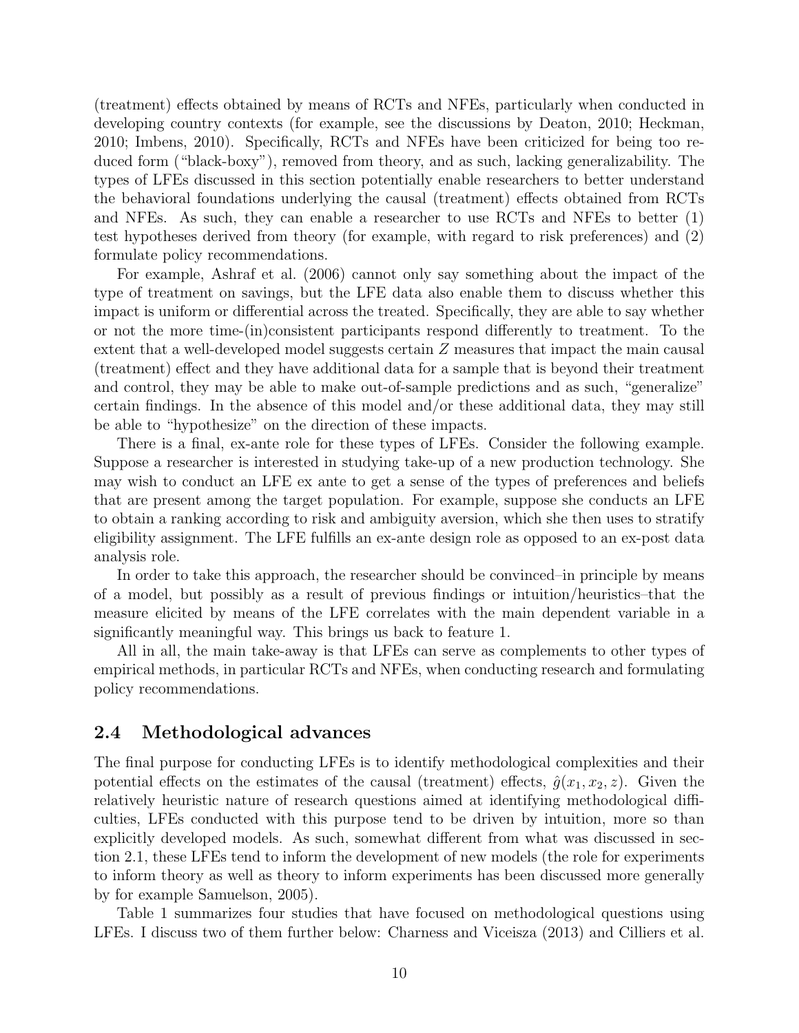(treatment) effects obtained by means of RCTs and NFEs, particularly when conducted in developing country contexts (for example, see the discussions by Deaton, 2010; Heckman, 2010; Imbens, 2010). Specifically, RCTs and NFEs have been criticized for being too reduced form ("black-boxy"), removed from theory, and as such, lacking generalizability. The types of LFEs discussed in this section potentially enable researchers to better understand the behavioral foundations underlying the causal (treatment) effects obtained from RCTs and NFEs. As such, they can enable a researcher to use RCTs and NFEs to better (1) test hypotheses derived from theory (for example, with regard to risk preferences) and (2) formulate policy recommendations.

For example, Ashraf et al. (2006) cannot only say something about the impact of the type of treatment on savings, but the LFE data also enable them to discuss whether this impact is uniform or differential across the treated. Specifically, they are able to say whether or not the more time-(in)consistent participants respond differently to treatment. To the extent that a well-developed model suggests certain $Z$ measures that impact the main causal (treatment) effect and they have additional data for a sample that is beyond their treatment and control, they may be able to make out-of-sample predictions and as such, "generalize" certain findings. In the absence of this model and/or these additional data, they may still be able to "hypothesize" on the direction of these impacts.

There is a final, ex-ante role for these types of LFEs. Consider the following example. Suppose a researcher is interested in studying take-up of a new production technology. She may wish to conduct an LFE ex ante to get a sense of the types of preferences and beliefs that are present among the target population. For example, suppose she conducts an LFE to obtain a ranking according to risk and ambiguity aversion, which she then uses to stratify eligibility assignment. The LFE fulfills an ex-ante design role as opposed to an ex-post data analysis role.

In order to take this approach, the researcher should be convinced–in principle by means of a model, but possibly as a result of previous findings or intuition/heuristics–that the measure elicited by means of the LFE correlates with the main dependent variable in a significantly meaningful way. This brings us back to feature 1.

All in all, the main take-away is that LFEs can serve as complements to other types of empirical methods, in particular RCTs and NFEs, when conducting research and formulating policy recommendations.

## 2.4 Methodological advances

The final purpose for conducting LFEs is to identify methodological complexities and their potential effects on the estimates of the causal (treatment) effects, $\hat{g}(x_1, x_2, z)$. Given the relatively heuristic nature of research questions aimed at identifying methodological difficulties, LFEs conducted with this purpose tend to be driven by intuition, more so than explicitly developed models. As such, somewhat different from what was discussed in section 2.1, these LFEs tend to inform the development of new models (the role for experiments to inform theory as well as theory to inform experiments has been discussed more generally by for example Samuelson, 2005).

Table 1 summarizes four studies that have focused on methodological questions using LFEs. I discuss two of them further below: Charness and Viceisza (2013) and Cilliers et al.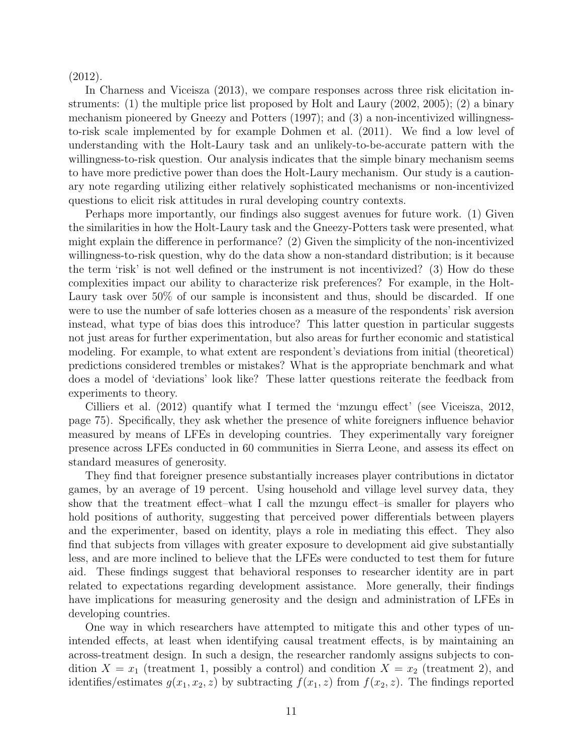(2012).

In Charness and Viceisza (2013), we compare responses across three risk elicitation instruments: (1) the multiple price list proposed by Holt and Laury (2002, 2005); (2) a binary mechanism pioneered by Gneezy and Potters (1997); and (3) a non-incentivized willingness-to-risk scale implemented by for example Dohmen et al. (2011). We find a low level of understanding with the Holt-Laury task and an unlikely-to-be-accurate pattern with the willingness-to-risk question. Our analysis indicates that the simple binary mechanism seems to have more predictive power than does the Holt-Laury mechanism. Our study is a cautionary note regarding utilizing either relatively sophisticated mechanisms or non-incentivized questions to elicit risk attitudes in rural developing country contexts.

Perhaps more importantly, our findings also suggest avenues for future work. (1) Given the similarities in how the Holt-Laury task and the Gneezy-Potters task were presented, what might explain the difference in performance? (2) Given the simplicity of the non-incentivized willingness-to-risk question, why do the data show a non-standard distribution; is it because the term 'risk' is not well defined or the instrument is not incentivized? (3) How do these complexities impact our ability to characterize risk preferences? For example, in the Holt-Laury task over 50% of our sample is inconsistent and thus, should be discarded. If one were to use the number of safe lotteries chosen as a measure of the respondents' risk aversion instead, what type of bias does this introduce? This latter question in particular suggests not just areas for further experimentation, but also areas for further economic and statistical modeling. For example, to what extent are respondent's deviations from initial (theoretical) predictions considered trembles or mistakes? What is the appropriate benchmark and what does a model of 'deviations' look like? These latter questions reiterate the feedback from experiments to theory.

Cilliers et al. (2012) quantify what I termed the 'mzungu effect' (see Viceisza, 2012, page 75). Specifically, they ask whether the presence of white foreigners influence behavior measured by means of LFEs in developing countries. They experimentally vary foreigner presence across LFEs conducted in 60 communities in Sierra Leone, and assess its effect on standard measures of generosity.

They find that foreigner presence substantially increases player contributions in dictator games, by an average of 19 percent. Using household and village level survey data, they show that the treatment effect–what I call the mzungu effect–is smaller for players who hold positions of authority, suggesting that perceived power differentials between players and the experimenter, based on identity, plays a role in mediating this effect. They also find that subjects from villages with greater exposure to development aid give substantially less, and are more inclined to believe that the LFEs were conducted to test them for future aid. These findings suggest that behavioral responses to researcher identity are in part related to expectations regarding development assistance. More generally, their findings have implications for measuring generosity and the design and administration of LFEs in developing countries.

One way in which researchers have attempted to mitigate this and other types of unintended effects, at least when identifying causal treatment effects, is by maintaining an across-treatment design. In such a design, the researcher randomly assigns subjects to condition $X = x_1$ (treatment 1, possibly a control) and condition $X = x_2$ (treatment 2), and identifies/estimates $g(x_1, x_2, z)$ by subtracting $f(x_1, z)$ from $f(x_2, z)$. The findings reported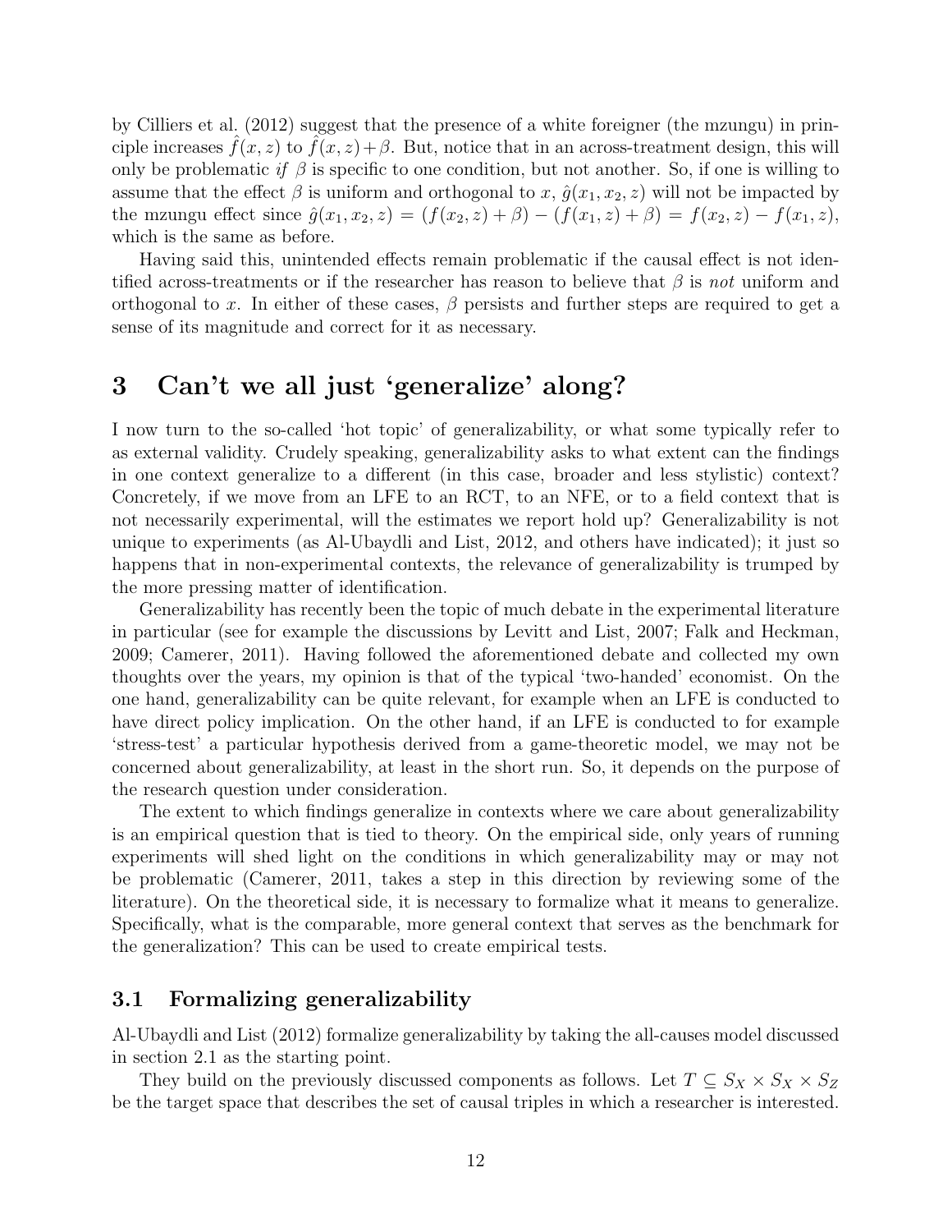by Cilliers et al. (2012) suggest that the presence of a white foreigner (the mzungu) in principle increases $\hat{f}(x, z)$ to $\hat{f}(x, z) + \beta$. But, notice that in an across-treatment design, this will only be problematic *if* $\beta$ is specific to one condition, but not another. So, if one is willing to assume that the effect $\beta$ is uniform and orthogonal to $x$, $\hat{g}(x_1, x_2, z)$ will not be impacted by the mzungu effect since $\hat{g}(x_1, x_2, z) = (f(x_2, z) + \beta) - (f(x_1, z) + \beta) = f(x_2, z) - f(x_1, z)$, which is the same as before.

Having said this, unintended effects remain problematic if the causal effect is not identified across-treatments or if the researcher has reason to believe that $\beta$ is *not* uniform and orthogonal to $x$. In either of these cases, $\beta$ persists and further steps are required to get a sense of its magnitude and correct for it as necessary.

# 3 Can't we all just 'generalize' along?

I now turn to the so-called 'hot topic' of generalizability, or what some typically refer to as external validity. Crudely speaking, generalizability asks to what extent can the findings in one context generalize to a different (in this case, broader and less stylistic) context? Concretely, if we move from an LFE to an RCT, to an NFE, or to a field context that is not necessarily experimental, will the estimates we report hold up? Generalizability is not unique to experiments (as Al-Ubaydli and List, 2012, and others have indicated); it just so happens that in non-experimental contexts, the relevance of generalizability is trumped by the more pressing matter of identification.

Generalizability has recently been the topic of much debate in the experimental literature in particular (see for example the discussions by Levitt and List, 2007; Falk and Heckman, 2009; Camerer, 2011). Having followed the aforementioned debate and collected my own thoughts over the years, my opinion is that of the typical 'two-handed' economist. On the one hand, generalizability can be quite relevant, for example when an LFE is conducted to have direct policy implication. On the other hand, if an LFE is conducted to for example 'stress-test' a particular hypothesis derived from a game-theoretic model, we may not be concerned about generalizability, at least in the short run. So, it depends on the purpose of the research question under consideration.

The extent to which findings generalize in contexts where we care about generalizability is an empirical question that is tied to theory. On the empirical side, only years of running experiments will shed light on the conditions in which generalizability may or may not be problematic (Camerer, 2011, takes a step in this direction by reviewing some of the literature). On the theoretical side, it is necessary to formalize what it means to generalize. Specifically, what is the comparable, more general context that serves as the benchmark for the generalization? This can be used to create empirical tests.

## 3.1 Formalizing generalizability

Al-Ubaydli and List (2012) formalize generalizability by taking the all-causes model discussed in section 2.1 as the starting point.

They build on the previously discussed components as follows. Let $T \subseteq S_X \times S_X \times S_Z$ be the target space that describes the set of causal triples in which a researcher is interested.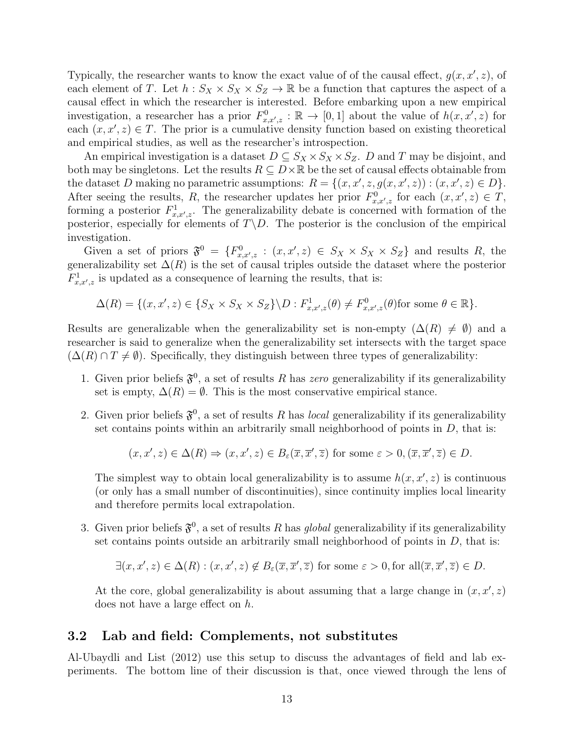Typically, the researcher wants to know the exact value of of the causal effect, $g(x, x', z)$, of each element of $T$. Let $h : S_X \times S_X \times S_Z \to \mathbb{R}$ be a function that captures the aspect of a causal effect in which the researcher is interested. Before embarking upon a new empirical investigation, a researcher has a prior $F^0_{x,x',z} : \mathbb{R} \to [0, 1]$ about the value of $h(x, x', z)$ for each $(x, x', z) \in T$. The prior is a cumulative density function based on existing theoretical and empirical studies, as well as the researcher's introspection.

An empirical investigation is a dataset $D \subseteq S_X \times S_X \times S_Z$. $D$ and $T$ may be disjoint, and both may be singletons. Let the results $R \subseteq D \times \mathbb{R}$ be the set of causal effects obtainable from the dataset $D$ making no parametric assumptions: $R = \{(x, x', z, g(x, x', z)) : (x, x', z) \in D\}$. After seeing the results, $R$, the researcher updates her prior $F^0_{x,x',z}$ for each $(x, x', z) \in T$, forming a posterior $F^1_{x,x',z}$. The generalizability debate is concerned with formation of the posterior, especially for elements of $T \backslash D$. The posterior is the conclusion of the empirical investigation.

Given a set of priors $\mathfrak{F}^0 = \{F^0_{x,x',z} : (x, x', z) \in S_X \times S_X \times S_Z\}$ and results $R$, the generalizability set $\Delta(R)$ is the set of causal triples outside the dataset where the posterior $F^1_{x,x',z}$ is updated as a consequence of learning the results, that is:

$$\Delta(R) = \{(x, x', z) \in \{S_X \times S_X \times S_Z\} \backslash D : F^1_{x,x',z}(\theta) \neq F^0_{x,x',z}(\theta) \text{for some } \theta \in \mathbb{R}\}.$$

Results are generalizable when the generalizability set is non-empty ($\Delta(R) \neq \emptyset$) and a researcher is said to generalize when the generalizability set intersects with the target space ($\Delta(R) \cap T \neq \emptyset$). Specifically, they distinguish between three types of generalizability:

1. Given prior beliefs $\mathfrak{F}^0$, a set of results $R$ has *zero* generalizability if its generalizability set is empty, $\Delta(R) = \emptyset$. This is the most conservative empirical stance.

2. Given prior beliefs $\mathfrak{F}^0$, a set of results $R$ has *local* generalizability if its generalizability set contains points within an arbitrarily small neighborhood of points in $D$, that is:

$$(x, x', z) \in \Delta(R) \Rightarrow (x, x', z) \in B_\varepsilon(\overline{x}, \overline{x}', \overline{z}) \text{ for some } \varepsilon > 0, (\overline{x}, \overline{x}', \overline{z}) \in D.$$

   The simplest way to obtain local generalizability is to assume $h(x, x', z)$ is continuous (or only has a small number of discontinuities), since continuity implies local linearity and therefore permits local extrapolation.

3. Given prior beliefs $\mathfrak{F}^0$, a set of results $R$ has *global* generalizability if its generalizability set contains points outside an arbitrarily small neighborhood of points in $D$, that is:

$$\exists (x, x', z) \in \Delta(R) : (x, x', z) \notin B_\varepsilon(\overline{x}, \overline{x}', \overline{z}) \text{ for some } \varepsilon > 0, \text{for all} (\overline{x}, \overline{x}', \overline{z}) \in D.$$

   At the core, global generalizability is about assuming that a large change in $(x, x', z)$ does not have a large effect on $h$.

### 3.2 Lab and field: Complements, not substitutes

Al-Ubaydli and List (2012) use this setup to discuss the advantages of field and lab experiments. The bottom line of their discussion is that, once viewed through the lens of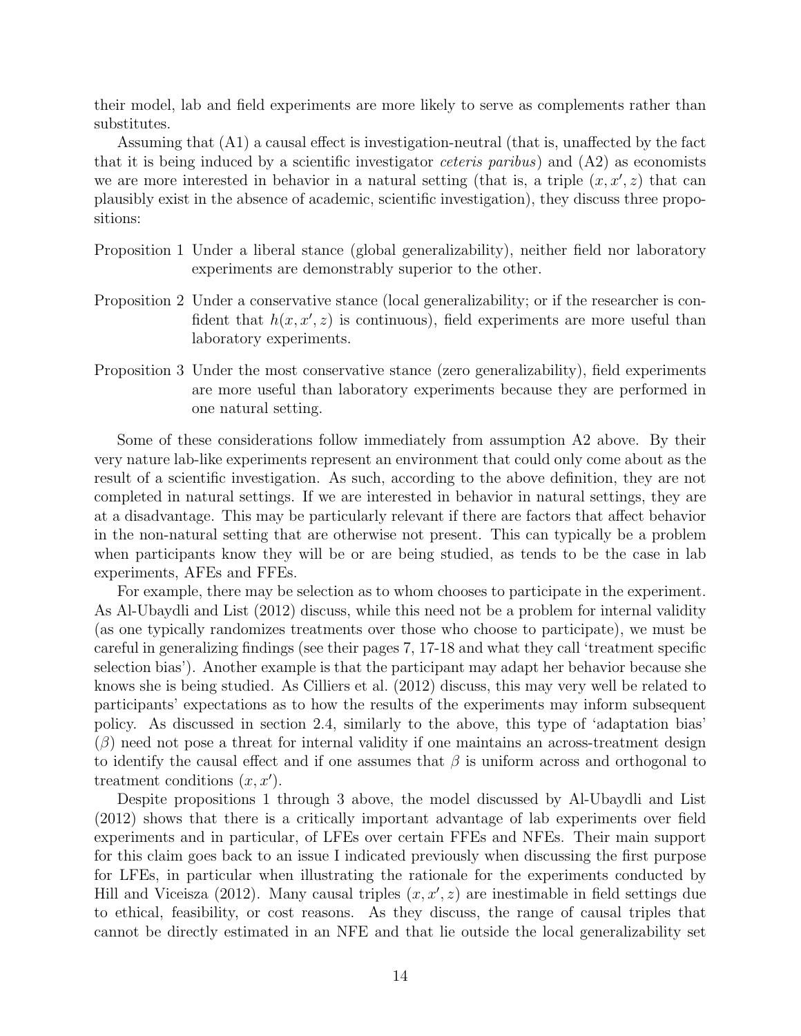their model, lab and field experiments are more likely to serve as complements rather than substitutes.

Assuming that (A1) a causal effect is investigation-neutral (that is, unaffected by the fact that it is being induced by a scientific investigator *ceteris paribus*) and (A2) as economists we are more interested in behavior in a natural setting (that is, a triple $(x, x', z)$ that can plausibly exist in the absence of academic, scientific investigation), they discuss three propositions:

Proposition 1 Under a liberal stance (global generalizability), neither field nor laboratory experiments are demonstrably superior to the other.

Proposition 2 Under a conservative stance (local generalizability; or if the researcher is confident that $h(x, x', z)$ is continuous), field experiments are more useful than laboratory experiments.

Proposition 3 Under the most conservative stance (zero generalizability), field experiments are more useful than laboratory experiments because they are performed in one natural setting.

Some of these considerations follow immediately from assumption A2 above. By their very nature lab-like experiments represent an environment that could only come about as the result of a scientific investigation. As such, according to the above definition, they are not completed in natural settings. If we are interested in behavior in natural settings, they are at a disadvantage. This may be particularly relevant if there are factors that affect behavior in the non-natural setting that are otherwise not present. This can typically be a problem when participants know they will be or are being studied, as tends to be the case in lab experiments, AFEs and FFEs.

For example, there may be selection as to whom chooses to participate in the experiment. As Al-Ubaydli and List (2012) discuss, while this need not be a problem for internal validity (as one typically randomizes treatments over those who choose to participate), we must be careful in generalizing findings (see their pages 7, 17-18 and what they call 'treatment specific selection bias'). Another example is that the participant may adapt her behavior because she knows she is being studied. As Cilliers et al. (2012) discuss, this may very well be related to participants' expectations as to how the results of the experiments may inform subsequent policy. As discussed in section 2.4, similarly to the above, this type of 'adaptation bias' ($\beta$) need not pose a threat for internal validity if one maintains an across-treatment design to identify the causal effect and if one assumes that $\beta$ is uniform across and orthogonal to treatment conditions $(x, x')$.

Despite propositions 1 through 3 above, the model discussed by Al-Ubaydli and List (2012) shows that there is a critically important advantage of lab experiments over field experiments and in particular, of LFEs over certain FFEs and NFEs. Their main support for this claim goes back to an issue I indicated previously when discussing the first purpose for LFEs, in particular when illustrating the rationale for the experiments conducted by Hill and Viceisza (2012). Many causal triples $(x, x', z)$ are inestimable in field settings due to ethical, feasibility, or cost reasons. As they discuss, the range of causal triples that cannot be directly estimated in an NFE and that lie outside the local generalizability set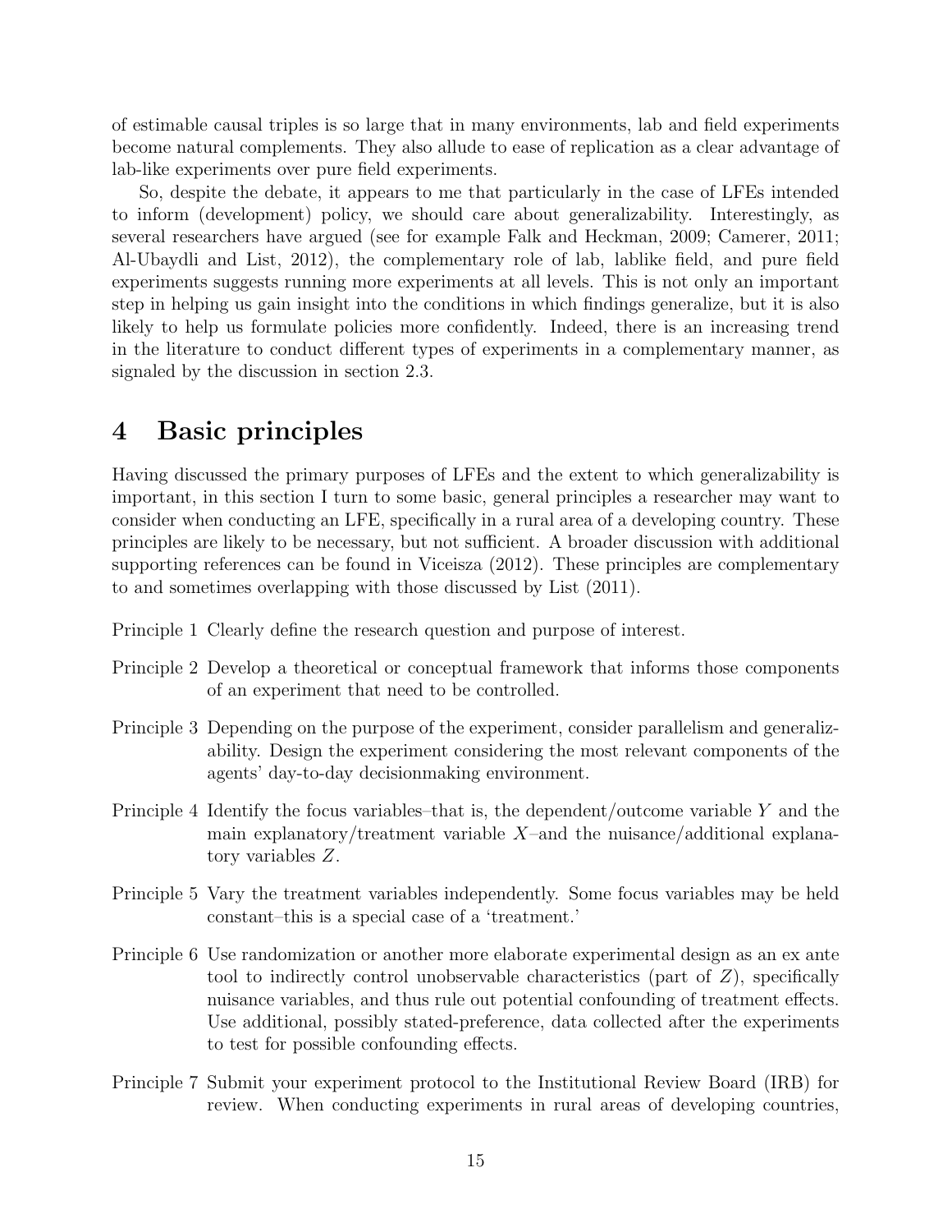of estimable causal triples is so large that in many environments, lab and field experiments become natural complements. They also allude to ease of replication as a clear advantage of lab-like experiments over pure field experiments.

So, despite the debate, it appears to me that particularly in the case of LFEs intended to inform (development) policy, we should care about generalizability. Interestingly, as several researchers have argued (see for example Falk and Heckman, 2009; Camerer, 2011; Al-Ubaydli and List, 2012), the complementary role of lab, lablike field, and pure field experiments suggests running more experiments at all levels. This is not only an important step in helping us gain insight into the conditions in which findings generalize, but it is also likely to help us formulate policies more confidently. Indeed, there is an increasing trend in the literature to conduct different types of experiments in a complementary manner, as signaled by the discussion in section 2.3.

# 4 Basic principles

Having discussed the primary purposes of LFEs and the extent to which generalizability is important, in this section I turn to some basic, general principles a researcher may want to consider when conducting an LFE, specifically in a rural area of a developing country. These principles are likely to be necessary, but not sufficient. A broader discussion with additional supporting references can be found in Viceisza (2012). These principles are complementary to and sometimes overlapping with those discussed by List (2011).

Principle 1 Clearly define the research question and purpose of interest.

Principle 2 Develop a theoretical or conceptual framework that informs those components of an experiment that need to be controlled.

Principle 3 Depending on the purpose of the experiment, consider parallelism and generalizability. Design the experiment considering the most relevant components of the agents' day-to-day decisionmaking environment.

Principle 4 Identify the focus variables–that is, the dependent/outcome variable $Y$ and the main explanatory/treatment variable $X$–and the nuisance/additional explanatory variables $Z$.

Principle 5 Vary the treatment variables independently. Some focus variables may be held constant–this is a special case of a 'treatment.'

Principle 6 Use randomization or another more elaborate experimental design as an ex ante tool to indirectly control unobservable characteristics (part of $Z$), specifically nuisance variables, and thus rule out potential confounding of treatment effects. Use additional, possibly stated-preference, data collected after the experiments to test for possible confounding effects.

Principle 7 Submit your experiment protocol to the Institutional Review Board (IRB) for review. When conducting experiments in rural areas of developing countries,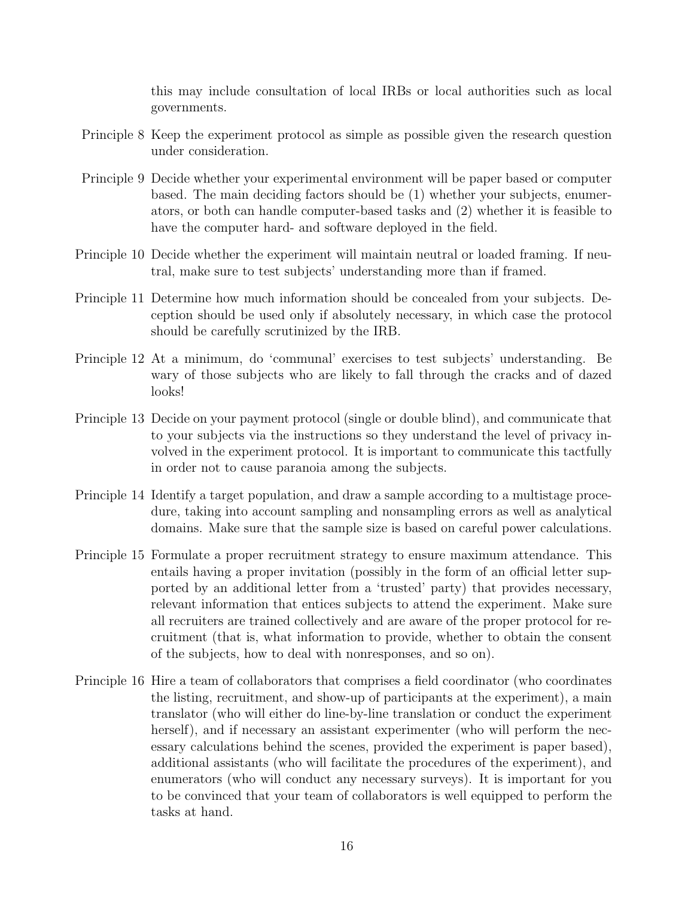this may include consultation of local IRBs or local authorities such as local governments.

Principle 8 Keep the experiment protocol as simple as possible given the research question under consideration.

Principle 9 Decide whether your experimental environment will be paper based or computer based. The main deciding factors should be (1) whether your subjects, enumerators, or both can handle computer-based tasks and (2) whether it is feasible to have the computer hard- and software deployed in the field.

Principle 10 Decide whether the experiment will maintain neutral or loaded framing. If neutral, make sure to test subjects' understanding more than if framed.

Principle 11 Determine how much information should be concealed from your subjects. Deception should be used only if absolutely necessary, in which case the protocol should be carefully scrutinized by the IRB.

Principle 12 At a minimum, do 'communal' exercises to test subjects' understanding. Be wary of those subjects who are likely to fall through the cracks and of dazed looks!

Principle 13 Decide on your payment protocol (single or double blind), and communicate that to your subjects via the instructions so they understand the level of privacy involved in the experiment protocol. It is important to communicate this tactfully in order not to cause paranoia among the subjects.

Principle 14 Identify a target population, and draw a sample according to a multistage procedure, taking into account sampling and nonsampling errors as well as analytical domains. Make sure that the sample size is based on careful power calculations.

Principle 15 Formulate a proper recruitment strategy to ensure maximum attendance. This entails having a proper invitation (possibly in the form of an official letter supported by an additional letter from a 'trusted' party) that provides necessary, relevant information that entices subjects to attend the experiment. Make sure all recruiters are trained collectively and are aware of the proper protocol for recruitment (that is, what information to provide, whether to obtain the consent of the subjects, how to deal with nonresponses, and so on).

Principle 16 Hire a team of collaborators that comprises a field coordinator (who coordinates the listing, recruitment, and show-up of participants at the experiment), a main translator (who will either do line-by-line translation or conduct the experiment herself), and if necessary an assistant experimenter (who will perform the necessary calculations behind the scenes, provided the experiment is paper based), additional assistants (who will facilitate the procedures of the experiment), and enumerators (who will conduct any necessary surveys). It is important for you to be convinced that your team of collaborators is well equipped to perform the tasks at hand.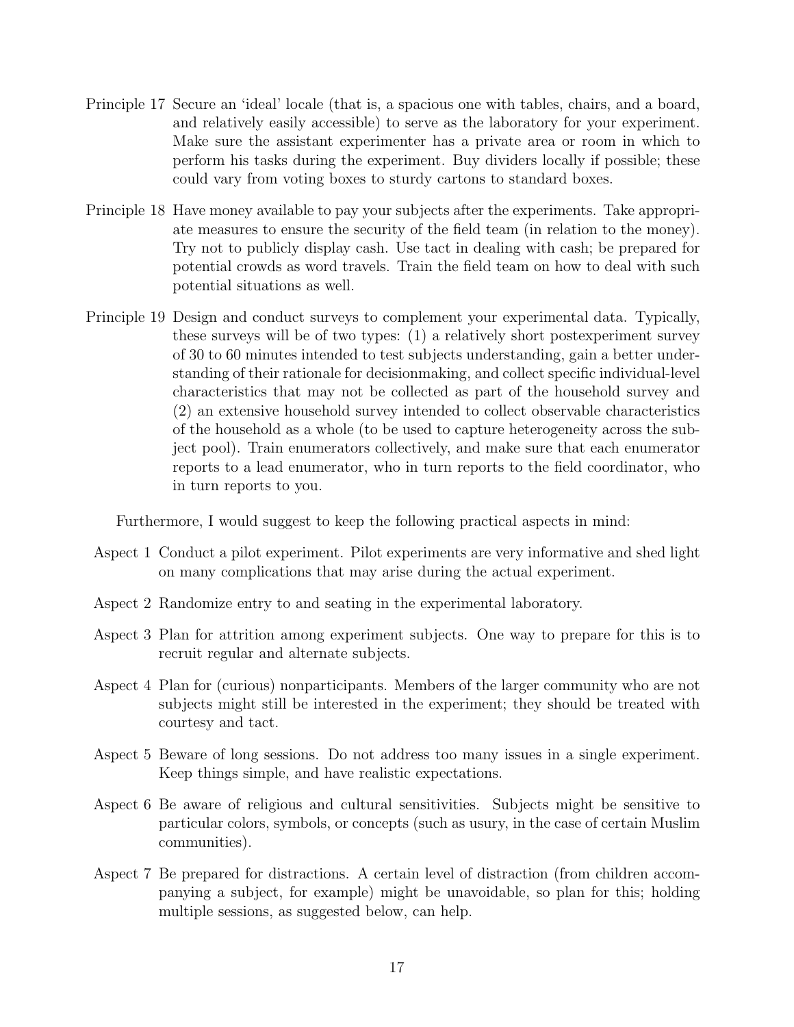Principle 17 Secure an 'ideal' locale (that is, a spacious one with tables, chairs, and a board, and relatively easily accessible) to serve as the laboratory for your experiment. Make sure the assistant experimenter has a private area or room in which to perform his tasks during the experiment. Buy dividers locally if possible; these could vary from voting boxes to sturdy cartons to standard boxes.

Principle 18 Have money available to pay your subjects after the experiments. Take appropriate measures to ensure the security of the field team (in relation to the money). Try not to publicly display cash. Use tact in dealing with cash; be prepared for potential crowds as word travels. Train the field team on how to deal with such potential situations as well.

Principle 19 Design and conduct surveys to complement your experimental data. Typically, these surveys will be of two types: (1) a relatively short postexperiment survey of 30 to 60 minutes intended to test subjects understanding, gain a better understanding of their rationale for decisionmaking, and collect specific individual-level characteristics that may not be collected as part of the household survey and (2) an extensive household survey intended to collect observable characteristics of the household as a whole (to be used to capture heterogeneity across the subject pool). Train enumerators collectively, and make sure that each enumerator reports to a lead enumerator, who in turn reports to the field coordinator, who in turn reports to you.

Furthermore, I would suggest to keep the following practical aspects in mind:

Aspect 1 Conduct a pilot experiment. Pilot experiments are very informative and shed light on many complications that may arise during the actual experiment.

Aspect 2 Randomize entry to and seating in the experimental laboratory.

Aspect 3 Plan for attrition among experiment subjects. One way to prepare for this is to recruit regular and alternate subjects.

Aspect 4 Plan for (curious) nonparticipants. Members of the larger community who are not subjects might still be interested in the experiment; they should be treated with courtesy and tact.

Aspect 5 Beware of long sessions. Do not address too many issues in a single experiment. Keep things simple, and have realistic expectations.

Aspect 6 Be aware of religious and cultural sensitivities. Subjects might be sensitive to particular colors, symbols, or concepts (such as usury, in the case of certain Muslim communities).

Aspect 7 Be prepared for distractions. A certain level of distraction (from children accompanying a subject, for example) might be unavoidable, so plan for this; holding multiple sessions, as suggested below, can help.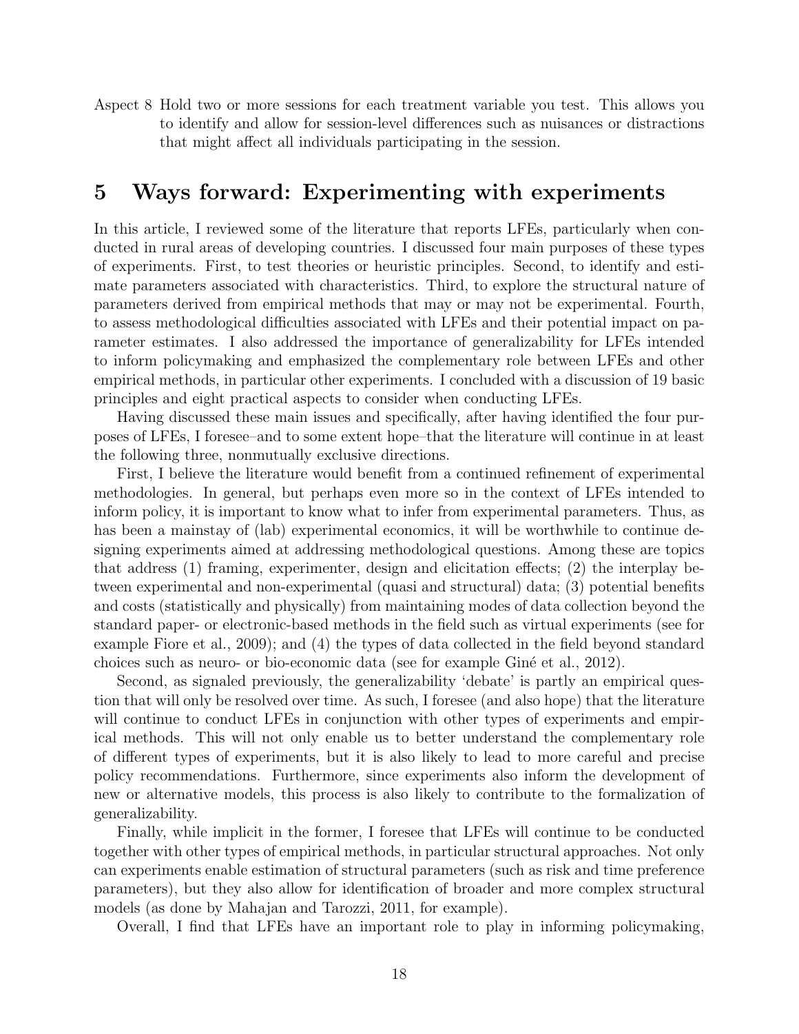Aspect 8 Hold two or more sessions for each treatment variable you test. This allows you to identify and allow for session-level differences such as nuisances or distractions that might affect all individuals participating in the session.

## 5 Ways forward: Experimenting with experiments

In this article, I reviewed some of the literature that reports LFEs, particularly when conducted in rural areas of developing countries. I discussed four main purposes of these types of experiments. First, to test theories or heuristic principles. Second, to identify and estimate parameters associated with characteristics. Third, to explore the structural nature of parameters derived from empirical methods that may or may not be experimental. Fourth, to assess methodological difficulties associated with LFEs and their potential impact on parameter estimates. I also addressed the importance of generalizability for LFEs intended to inform policymaking and emphasized the complementary role between LFEs and other empirical methods, in particular other experiments. I concluded with a discussion of 19 basic principles and eight practical aspects to consider when conducting LFEs.

Having discussed these main issues and specifically, after having identified the four purposes of LFEs, I foresee–and to some extent hope–that the literature will continue in at least the following three, nonmutually exclusive directions.

First, I believe the literature would benefit from a continued refinement of experimental methodologies. In general, but perhaps even more so in the context of LFEs intended to inform policy, it is important to know what to infer from experimental parameters. Thus, as has been a mainstay of (lab) experimental economics, it will be worthwhile to continue designing experiments aimed at addressing methodological questions. Among these are topics that address (1) framing, experimenter, design and elicitation effects; (2) the interplay between experimental and non-experimental (quasi and structural) data; (3) potential benefits and costs (statistically and physically) from maintaining modes of data collection beyond the standard paper- or electronic-based methods in the field such as virtual experiments (see for example Fiore et al., 2009); and (4) the types of data collected in the field beyond standard choices such as neuro- or bio-economic data (see for example Giné et al., 2012).

Second, as signaled previously, the generalizability 'debate' is partly an empirical question that will only be resolved over time. As such, I foresee (and also hope) that the literature will continue to conduct LFEs in conjunction with other types of experiments and empirical methods. This will not only enable us to better understand the complementary role of different types of experiments, but it is also likely to lead to more careful and precise policy recommendations. Furthermore, since experiments also inform the development of new or alternative models, this process is also likely to contribute to the formalization of generalizability.

Finally, while implicit in the former, I foresee that LFEs will continue to be conducted together with other types of empirical methods, in particular structural approaches. Not only can experiments enable estimation of structural parameters (such as risk and time preference parameters), but they also allow for identification of broader and more complex structural models (as done by Mahajan and Tarozzi, 2011, for example).

Overall, I find that LFEs have an important role to play in informing policymaking,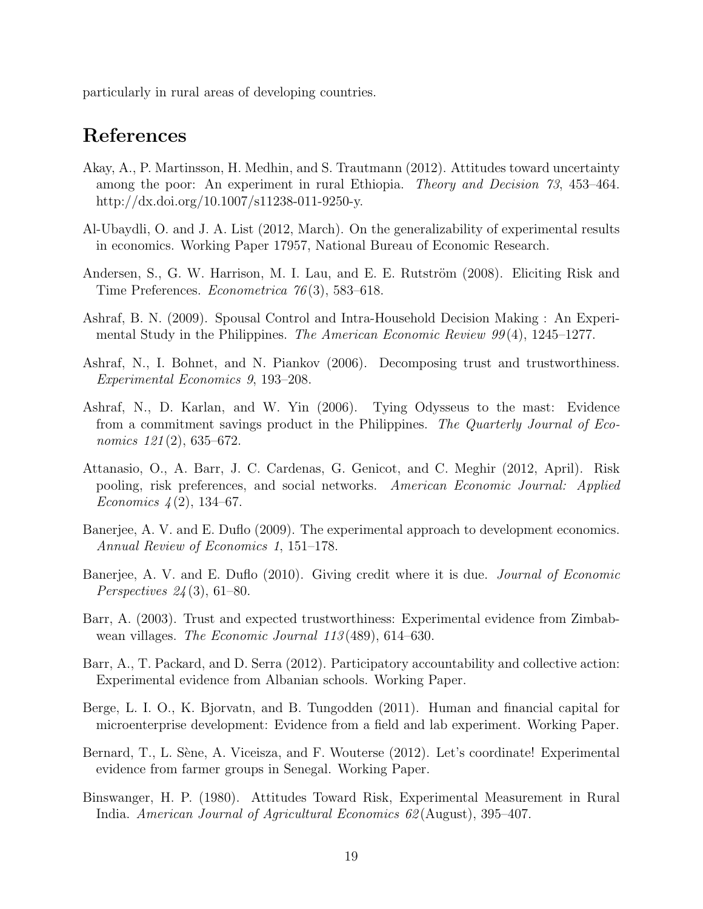particularly in rural areas of developing countries.

# References

Akay, A., P. Martinsson, H. Medhin, and S. Trautmann (2012). Attitudes toward uncertainty among the poor: An experiment in rural Ethiopia. *Theory and Decision 73*, 453–464. http://dx.doi.org/10.1007/s11238-011-9250-y.

Al-Ubaydli, O. and J. A. List (2012, March). On the generalizability of experimental results in economics. Working Paper 17957, National Bureau of Economic Research.

Andersen, S., G. W. Harrison, M. I. Lau, and E. E. Rutström (2008). Eliciting Risk and Time Preferences. *Econometrica 76*(3), 583–618.

Ashraf, B. N. (2009). Spousal Control and Intra-Household Decision Making : An Experimental Study in the Philippines. *The American Economic Review 99*(4), 1245–1277.

Ashraf, N., I. Bohnet, and N. Piankov (2006). Decomposing trust and trustworthiness. *Experimental Economics 9*, 193–208.

Ashraf, N., D. Karlan, and W. Yin (2006). Tying Odysseus to the mast: Evidence from a commitment savings product in the Philippines. *The Quarterly Journal of Economics 121*(2), 635–672.

Attanasio, O., A. Barr, J. C. Cardenas, G. Genicot, and C. Meghir (2012, April). Risk pooling, risk preferences, and social networks. *American Economic Journal: Applied Economics 4*(2), 134–67.

Banerjee, A. V. and E. Duflo (2009). The experimental approach to development economics. *Annual Review of Economics 1*, 151–178.

Banerjee, A. V. and E. Duflo (2010). Giving credit where it is due. *Journal of Economic Perspectives 24*(3), 61–80.

Barr, A. (2003). Trust and expected trustworthiness: Experimental evidence from Zimbabwean villages. *The Economic Journal 113*(489), 614–630.

Barr, A., T. Packard, and D. Serra (2012). Participatory accountability and collective action: Experimental evidence from Albanian schools. Working Paper.

Berge, L. I. O., K. Bjorvatn, and B. Tungodden (2011). Human and financial capital for microenterprise development: Evidence from a field and lab experiment. Working Paper.

Bernard, T., L. Sène, A. Viceisza, and F. Wouterse (2012). Let's coordinate! Experimental evidence from farmer groups in Senegal. Working Paper.

Binswanger, H. P. (1980). Attitudes Toward Risk, Experimental Measurement in Rural India. *American Journal of Agricultural Economics 62*(August), 395–407.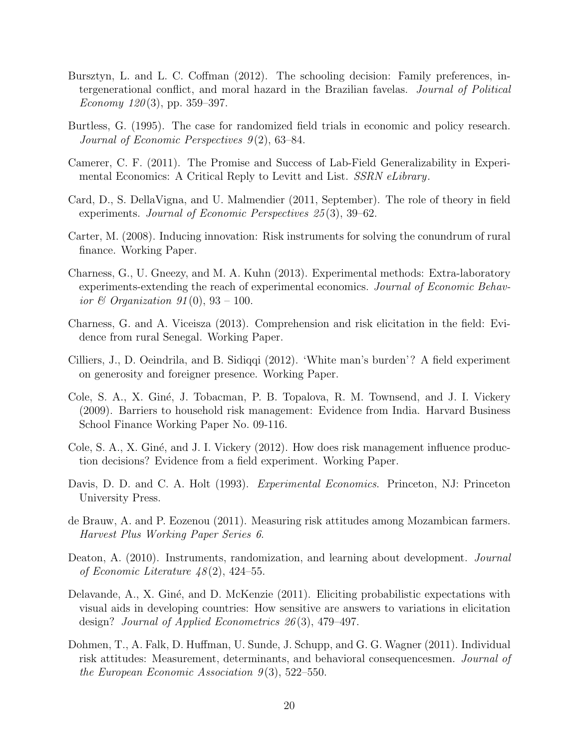Bursztyn, L. and L. C. Coffman (2012). The schooling decision: Family preferences, intergenerational conflict, and moral hazard in the Brazilian favelas. *Journal of Political Economy 120*(3), pp. 359–397.

Burtless, G. (1995). The case for randomized field trials in economic and policy research. *Journal of Economic Perspectives 9*(2), 63–84.

Camerer, C. F. (2011). The Promise and Success of Lab-Field Generalizability in Experimental Economics: A Critical Reply to Levitt and List. *SSRN eLibrary*.

Card, D., S. DellaVigna, and U. Malmendier (2011, September). The role of theory in field experiments. *Journal of Economic Perspectives 25*(3), 39–62.

Carter, M. (2008). Inducing innovation: Risk instruments for solving the conundrum of rural finance. Working Paper.

Charness, G., U. Gneezy, and M. A. Kuhn (2013). Experimental methods: Extra-laboratory experiments-extending the reach of experimental economics. *Journal of Economic Behavior & Organization 91*(0), 93 – 100.

Charness, G. and A. Viceisza (2013). Comprehension and risk elicitation in the field: Evidence from rural Senegal. Working Paper.

Cilliers, J., D. Oeindrila, and B. Sidiqqi (2012). 'White man's burden'? A field experiment on generosity and foreigner presence. Working Paper.

Cole, S. A., X. Giné, J. Tobacman, P. B. Topalova, R. M. Townsend, and J. I. Vickery (2009). Barriers to household risk management: Evidence from India. Harvard Business School Finance Working Paper No. 09-116.

Cole, S. A., X. Giné, and J. I. Vickery (2012). How does risk management influence production decisions? Evidence from a field experiment. Working Paper.

Davis, D. D. and C. A. Holt (1993). *Experimental Economics*. Princeton, NJ: Princeton University Press.

de Brauw, A. and P. Eozenou (2011). Measuring risk attitudes among Mozambican farmers. *Harvest Plus Working Paper Series 6*.

Deaton, A. (2010). Instruments, randomization, and learning about development. *Journal of Economic Literature 48*(2), 424–55.

Delavande, A., X. Giné, and D. McKenzie (2011). Eliciting probabilistic expectations with visual aids in developing countries: How sensitive are answers to variations in elicitation design? *Journal of Applied Econometrics 26*(3), 479–497.

Dohmen, T., A. Falk, D. Huffman, U. Sunde, J. Schupp, and G. G. Wagner (2011). Individual risk attitudes: Measurement, determinants, and behavioral consequencesmen. *Journal of the European Economic Association 9*(3), 522–550.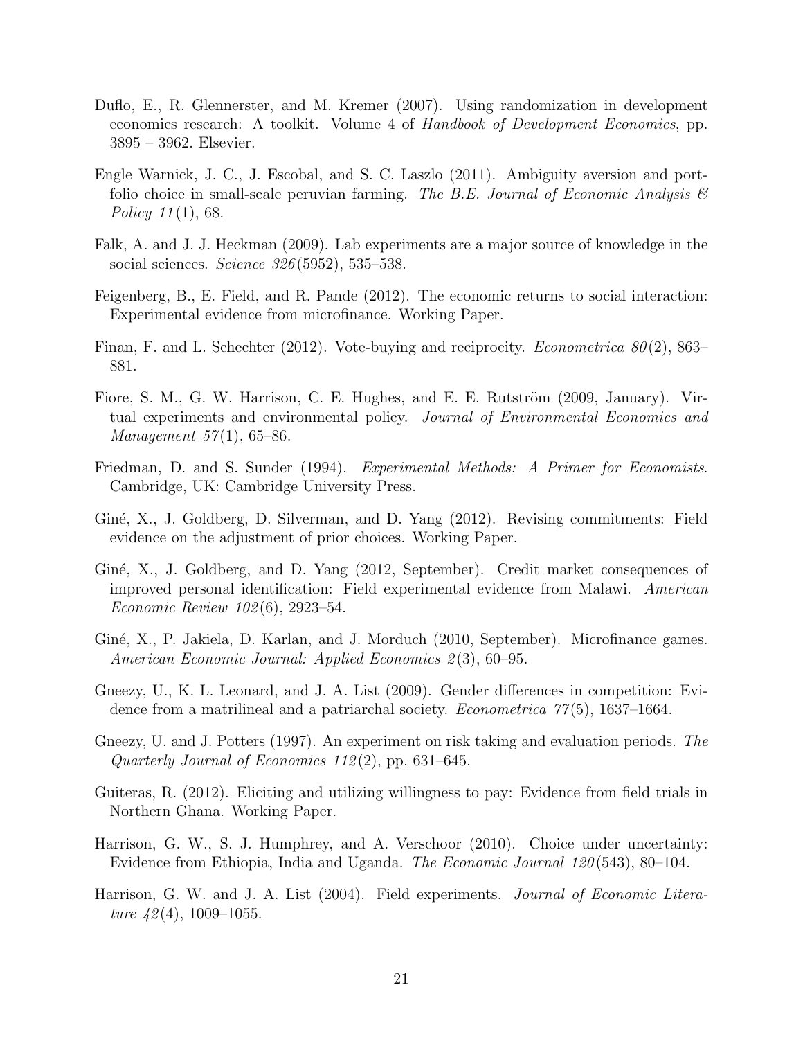Duflo, E., R. Glennerster, and M. Kremer (2007). Using randomization in development economics research: A toolkit. Volume 4 of *Handbook of Development Economics*, pp. 3895 – 3962. Elsevier.

Engle Warnick, J. C., J. Escobal, and S. C. Laszlo (2011). Ambiguity aversion and portfolio choice in small-scale peruvian farming. *The B.E. Journal of Economic Analysis & Policy 11*(1), 68.

Falk, A. and J. J. Heckman (2009). Lab experiments are a major source of knowledge in the social sciences. *Science 326*(5952), 535–538.

Feigenberg, B., E. Field, and R. Pande (2012). The economic returns to social interaction: Experimental evidence from microfinance. Working Paper.

Finan, F. and L. Schechter (2012). Vote-buying and reciprocity. *Econometrica 80*(2), 863–881.

Fiore, S. M., G. W. Harrison, C. E. Hughes, and E. E. Rutström (2009, January). Virtual experiments and environmental policy. *Journal of Environmental Economics and Management 57*(1), 65–86.

Friedman, D. and S. Sunder (1994). *Experimental Methods: A Primer for Economists*. Cambridge, UK: Cambridge University Press.

Giné, X., J. Goldberg, D. Silverman, and D. Yang (2012). Revising commitments: Field evidence on the adjustment of prior choices. Working Paper.

Giné, X., J. Goldberg, and D. Yang (2012, September). Credit market consequences of improved personal identification: Field experimental evidence from Malawi. *American Economic Review 102*(6), 2923–54.

Giné, X., P. Jakiela, D. Karlan, and J. Morduch (2010, September). Microfinance games. *American Economic Journal: Applied Economics 2*(3), 60–95.

Gneezy, U., K. L. Leonard, and J. A. List (2009). Gender differences in competition: Evidence from a matrilineal and a patriarchal society. *Econometrica 77*(5), 1637–1664.

Gneezy, U. and J. Potters (1997). An experiment on risk taking and evaluation periods. *The Quarterly Journal of Economics 112*(2), pp. 631–645.

Guiteras, R. (2012). Eliciting and utilizing willingness to pay: Evidence from field trials in Northern Ghana. Working Paper.

Harrison, G. W., S. J. Humphrey, and A. Verschoor (2010). Choice under uncertainty: Evidence from Ethiopia, India and Uganda. *The Economic Journal 120*(543), 80–104.

Harrison, G. W. and J. A. List (2004). Field experiments. *Journal of Economic Literature 42*(4), 1009–1055.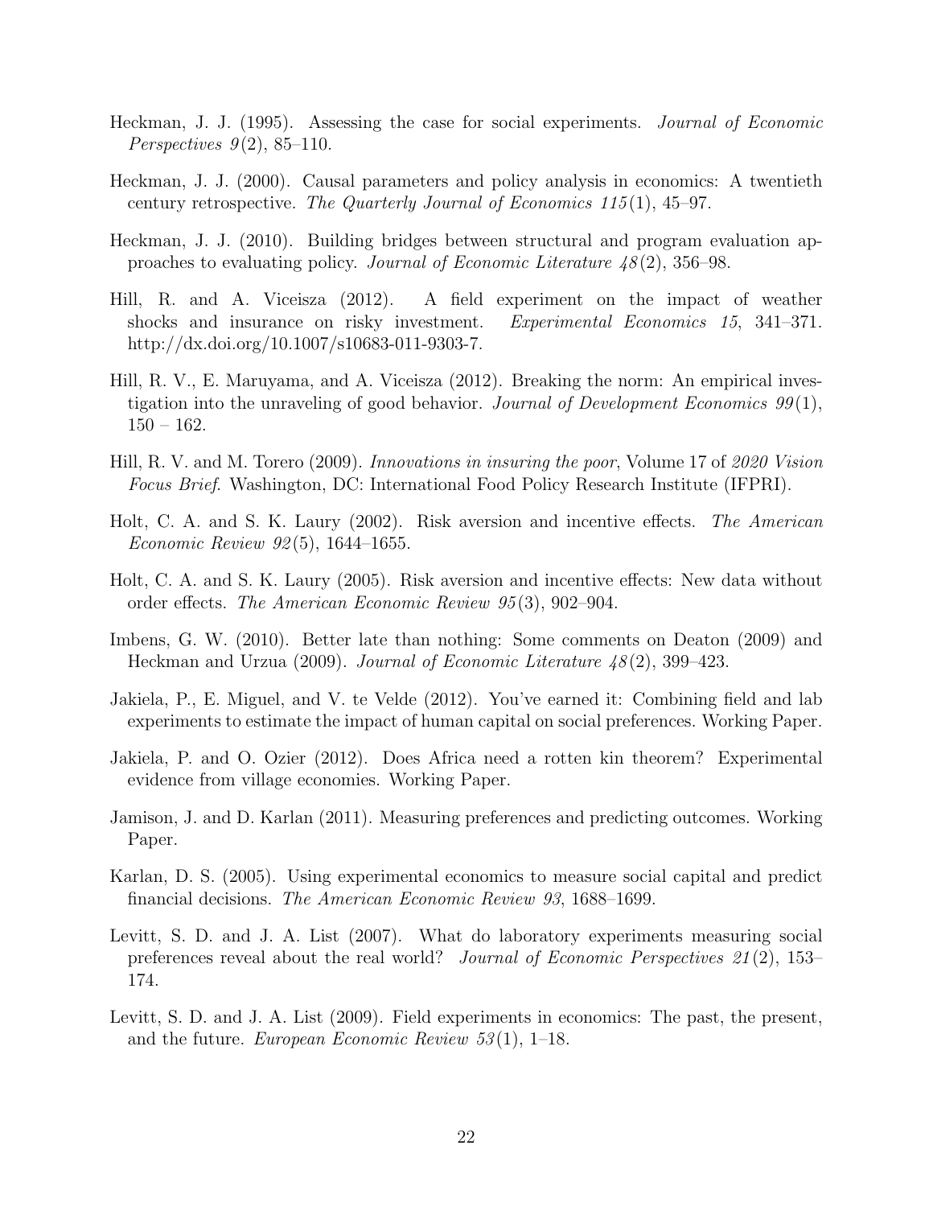Heckman, J. J. (1995). Assessing the case for social experiments. *Journal of Economic Perspectives 9*(2), 85–110.

Heckman, J. J. (2000). Causal parameters and policy analysis in economics: A twentieth century retrospective. *The Quarterly Journal of Economics 115*(1), 45–97.

Heckman, J. J. (2010). Building bridges between structural and program evaluation approaches to evaluating policy. *Journal of Economic Literature 48*(2), 356–98.

Hill, R. and A. Viceisza (2012). A field experiment on the impact of weather shocks and insurance on risky investment. *Experimental Economics 15*, 341–371. http://dx.doi.org/10.1007/s10683-011-9303-7.

Hill, R. V., E. Maruyama, and A. Viceisza (2012). Breaking the norm: An empirical investigation into the unraveling of good behavior. *Journal of Development Economics 99*(1), 150 – 162.

Hill, R. V. and M. Torero (2009). *Innovations in insuring the poor*, Volume 17 of *2020 Vision Focus Brief*. Washington, DC: International Food Policy Research Institute (IFPRI).

Holt, C. A. and S. K. Laury (2002). Risk aversion and incentive effects. *The American Economic Review 92*(5), 1644–1655.

Holt, C. A. and S. K. Laury (2005). Risk aversion and incentive effects: New data without order effects. *The American Economic Review 95*(3), 902–904.

Imbens, G. W. (2010). Better late than nothing: Some comments on Deaton (2009) and Heckman and Urzua (2009). *Journal of Economic Literature 48*(2), 399–423.

Jakiela, P., E. Miguel, and V. te Velde (2012). You've earned it: Combining field and lab experiments to estimate the impact of human capital on social preferences. Working Paper.

Jakiela, P. and O. Ozier (2012). Does Africa need a rotten kin theorem? Experimental evidence from village economies. Working Paper.

Jamison, J. and D. Karlan (2011). Measuring preferences and predicting outcomes. Working Paper.

Karlan, D. S. (2005). Using experimental economics to measure social capital and predict financial decisions. *The American Economic Review 93*, 1688–1699.

Levitt, S. D. and J. A. List (2007). What do laboratory experiments measuring social preferences reveal about the real world? *Journal of Economic Perspectives 21*(2), 153–174.

Levitt, S. D. and J. A. List (2009). Field experiments in economics: The past, the present, and the future. *European Economic Review 53*(1), 1–18.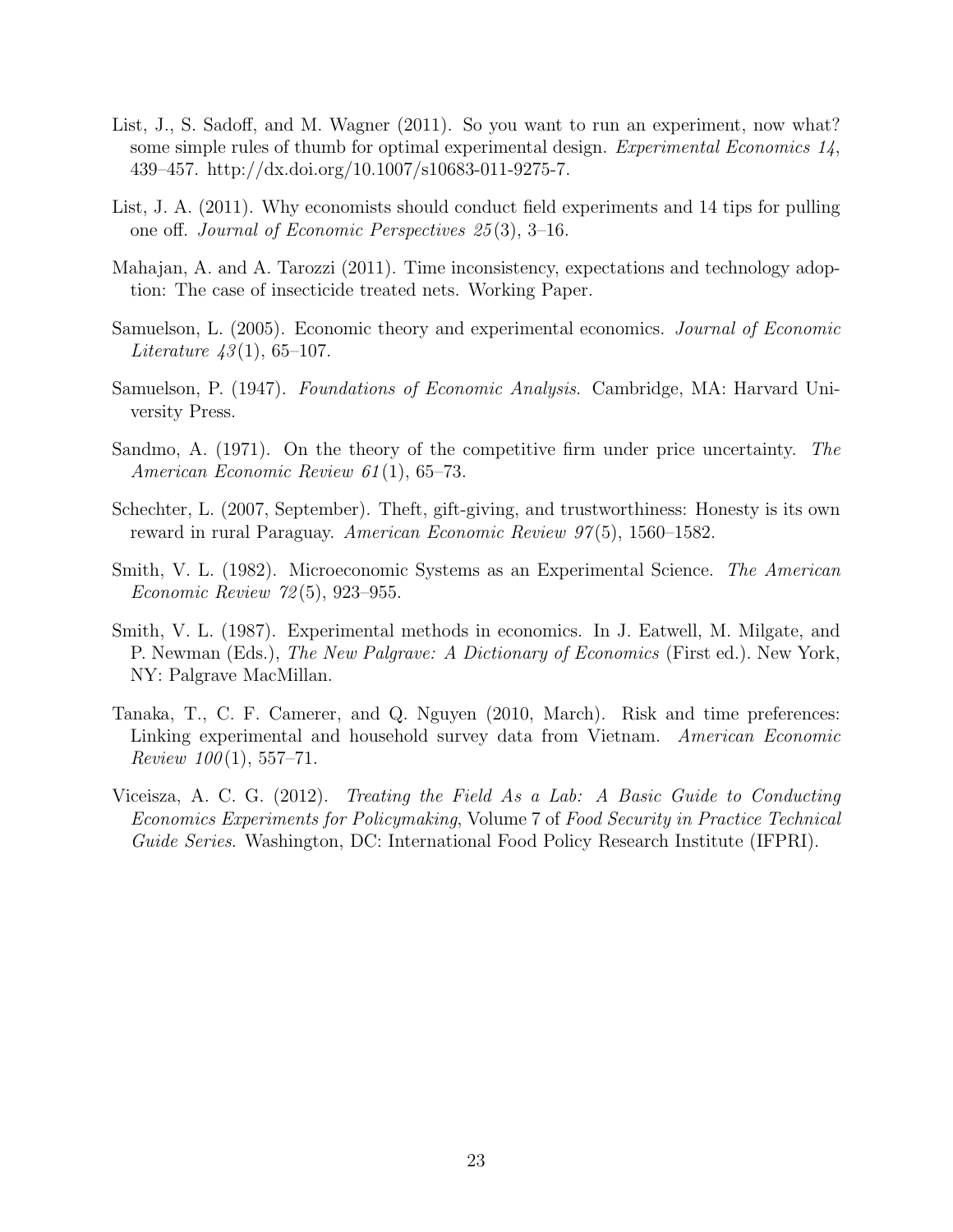List, J., S. Sadoff, and M. Wagner (2011). So you want to run an experiment, now what? some simple rules of thumb for optimal experimental design. *Experimental Economics 14*, 439–457. http://dx.doi.org/10.1007/s10683-011-9275-7.

List, J. A. (2011). Why economists should conduct field experiments and 14 tips for pulling one off. *Journal of Economic Perspectives 25*(3), 3–16.

Mahajan, A. and A. Tarozzi (2011). Time inconsistency, expectations and technology adoption: The case of insecticide treated nets. Working Paper.

Samuelson, L. (2005). Economic theory and experimental economics. *Journal of Economic Literature 43*(1), 65–107.

Samuelson, P. (1947). *Foundations of Economic Analysis*. Cambridge, MA: Harvard University Press.

Sandmo, A. (1971). On the theory of the competitive firm under price uncertainty. *The American Economic Review 61*(1), 65–73.

Schechter, L. (2007, September). Theft, gift-giving, and trustworthiness: Honesty is its own reward in rural Paraguay. *American Economic Review 97*(5), 1560–1582.

Smith, V. L. (1982). Microeconomic Systems as an Experimental Science. *The American Economic Review 72*(5), 923–955.

Smith, V. L. (1987). Experimental methods in economics. In J. Eatwell, M. Milgate, and P. Newman (Eds.), *The New Palgrave: A Dictionary of Economics* (First ed.). New York, NY: Palgrave MacMillan.

Tanaka, T., C. F. Camerer, and Q. Nguyen (2010, March). Risk and time preferences: Linking experimental and household survey data from Vietnam. *American Economic Review 100*(1), 557–71.

Viceisza, A. C. G. (2012). *Treating the Field As a Lab: A Basic Guide to Conducting Economics Experiments for Policymaking*, Volume 7 of *Food Security in Practice Technical Guide Series*. Washington, DC: International Food Policy Research Institute (IFPRI).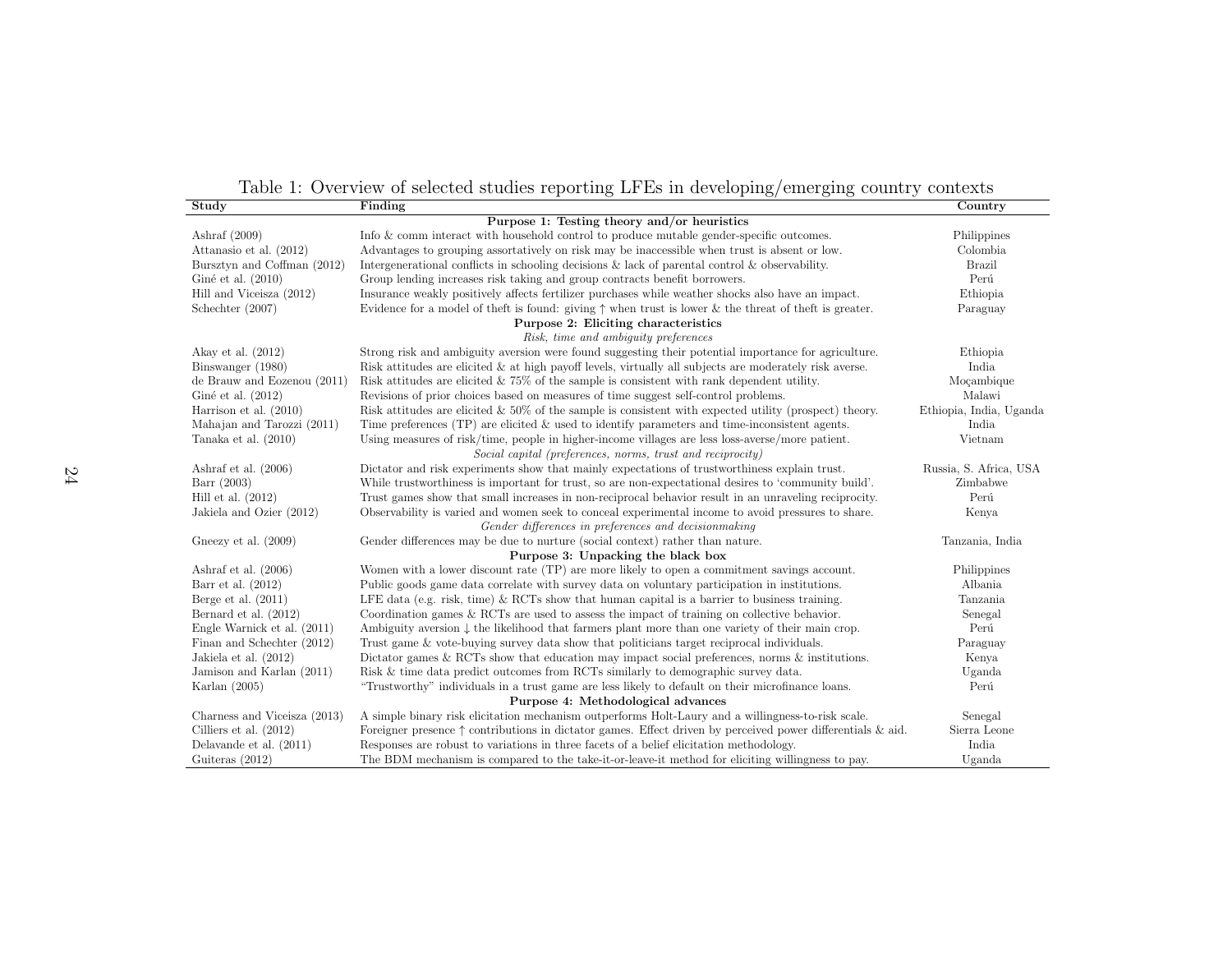Table 1: Overview of selected studies reporting LFEs in developing/emerging country contexts

| Study | Finding | Country |
|---|---|---|
| | **Purpose 1: Testing theory and/or heuristics** | |
| Ashraf (2009) | Info & comm interact with household control to produce mutable gender-specific outcomes. | Philippines |
| Attanasio et al. (2012) | Advantages to grouping assortatively on risk may be inaccessible when trust is absent or low. | Colombia |
| Bursztyn and Coffman (2012) | Intergenerational conflicts in schooling decisions & lack of parental control & observability. | Brazil |
| Giné et al. (2010) | Group lending increases risk taking and group contracts benefit borrowers. | Perú |
| Hill and Viceisza (2012) | Insurance weakly positively affects fertilizer purchases while weather shocks also have an impact. | Ethiopia |
| Schechter (2007) | Evidence for a model of theft is found: giving ↑ when trust is lower & the threat of theft is greater. | Paraguay |
| | **Purpose 2: Eliciting characteristics** | |
| | *Risk, time and ambiguity preferences* | |
| Akay et al. (2012) | Strong risk and ambiguity aversion were found suggesting their potential importance for agriculture. | Ethiopia |
| Binswanger (1980) | Risk attitudes are elicited & at high payoff levels, virtually all subjects are moderately risk averse. | India |
| de Brauw and Eozenou (2011) | Risk attitudes are elicited & 75% of the sample is consistent with rank dependent utility. | Moçambique |
| Giné et al. (2012) | Revisions of prior choices based on measures of time suggest self-control problems. | Malawi |
| Harrison et al. (2010) | Risk attitudes are elicited & 50% of the sample is consistent with expected utility (prospect) theory. | Ethiopia, India, Uganda |
| Mahajan and Tarozzi (2011) | Time preferences (TP) are elicited & used to identify parameters and time-inconsistent agents. | India |
| Tanaka et al. (2010) | Using measures of risk/time, people in higher-income villages are less loss-averse/more patient. | Vietnam |
| | *Social capital (preferences, norms, trust and reciprocity)* | |
| Ashraf et al. (2006) | Dictator and risk experiments show that mainly expectations of trustworthiness explain trust. | Russia, S. Africa, USA |
| Barr (2003) | While trustworthiness is important for trust, so are non-expectational desires to 'community build'. | Zimbabwe |
| Hill et al. (2012) | Trust games show that small increases in non-reciprocal behavior result in an unraveling reciprocity. | Perú |
| Jakiela and Ozier (2012) | Observability is varied and women seek to conceal experimental income to avoid pressures to share. | Kenya |
| | *Gender differences in preferences and decisionmaking* | |
| Gneezy et al. (2009) | Gender differences may be due to nurture (social context) rather than nature. | Tanzania, India |
| | **Purpose 3: Unpacking the black box** | |
| Ashraf et al. (2006) | Women with a lower discount rate (TP) are more likely to open a commitment savings account. | Philippines |
| Barr et al. (2012) | Public goods game data correlate with survey data on voluntary participation in institutions. | Albania |
| Berge et al. (2011) | LFE data (e.g. risk, time) & RCTs show that human capital is a barrier to business training. | Tanzania |
| Bernard et al. (2012) | Coordination games & RCTs are used to assess the impact of training on collective behavior. | Senegal |
| Engle Warnick et al. (2011) | Ambiguity aversion ↓ the likelihood that farmers plant more than one variety of their main crop. | Perú |
| Finan and Schechter (2012) | Trust game & vote-buying survey data show that politicians target reciprocal individuals. | Paraguay |
| Jakiela et al. (2012) | Dictator games & RCTs show that education may impact social preferences, norms & institutions. | Kenya |
| Jamison and Karlan (2011) | Risk & time data predict outcomes from RCTs similarly to demographic survey data. | Uganda |
| Karlan (2005) | "Trustworthy" individuals in a trust game are less likely to default on their microfinance loans. | Perú |
| | **Purpose 4: Methodological advances** | |
| Charness and Viceisza (2013) | A simple binary risk elicitation mechanism outperforms Holt-Laury and a willingness-to-risk scale. | Senegal |
| Cilliers et al. (2012) | Foreigner presence ↑ contributions in dictator games. Effect driven by perceived power differentials & aid. | Sierra Leone |
| Delavande et al. (2011) | Responses are robust to variations in three facets of a belief elicitation methodology. | India |
| Guiteras (2012) | The BDM mechanism is compared to the take-it-or-leave-it method for eliciting willingness to pay. | Uganda |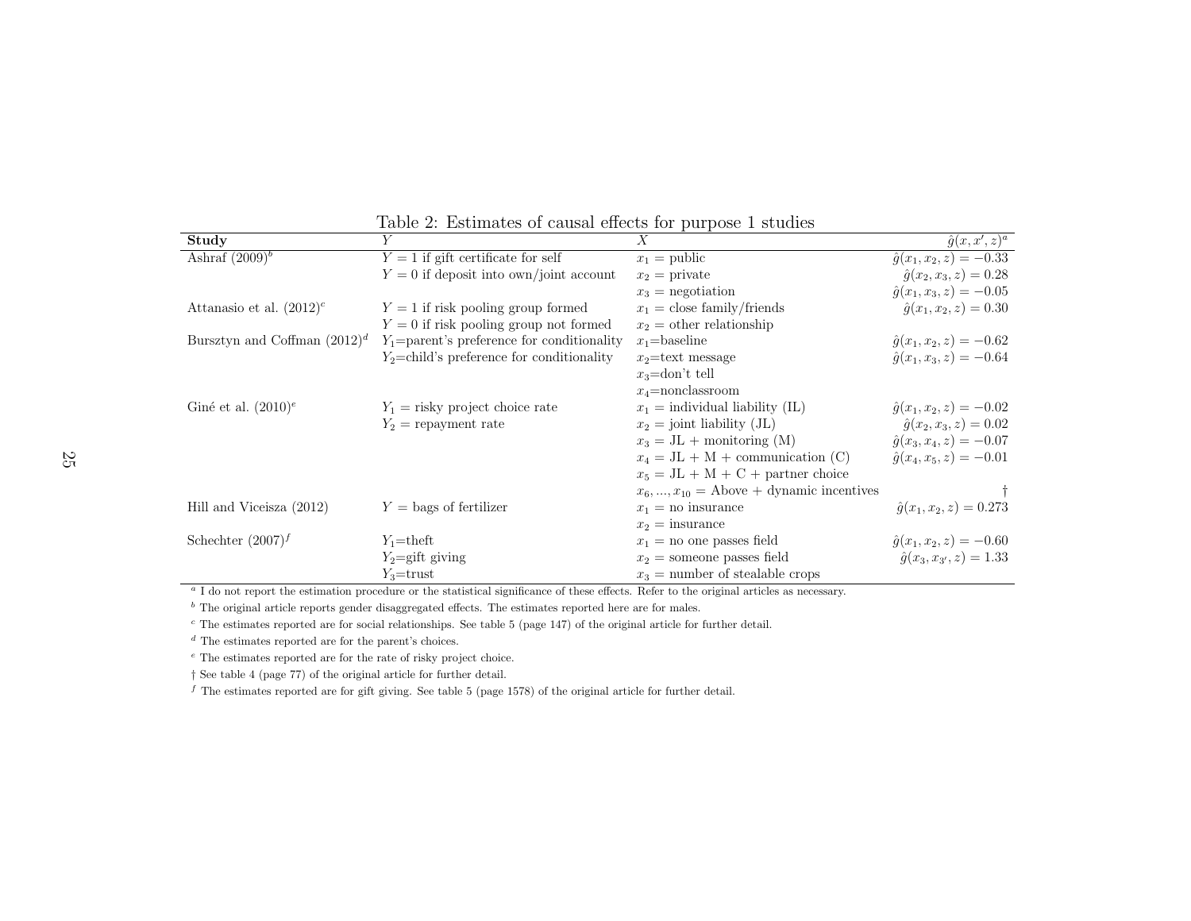Table 2: Estimates of causal effects for purpose 1 studies

| Study | $Y$ | $X$ | $\hat{g}(x, x', z)^a$ |
|---|---|---|---|
| Ashraf (2009)[b] | $Y = 1$ if gift certificate for self | $x_1$ = public | $\hat{g}(x_1, x_2, z) = -0.33$ |
| | $Y = 0$ if deposit into own/joint account | $x_2$ = private | $\hat{g}(x_2, x_3, z) = 0.28$ |
| | | $x_3$ = negotiation | $\hat{g}(x_1, x_3, z) = -0.05$ |
| Attanasio et al. (2012)[c] | $Y = 1$ if risk pooling group formed | $x_1$ = close family/friends | $\hat{g}(x_1, x_2, z) = 0.30$ |
| | $Y = 0$ if risk pooling group not formed | $x_2$ = other relationship | |
| Bursztyn and Coffman (2012)[d] | $Y_1$=parent's preference for conditionality | $x_1$=baseline | $\hat{g}(x_1, x_2, z) = -0.62$ |
| | $Y_2$=child's preference for conditionality | $x_2$=text message | $\hat{g}(x_1, x_3, z) = -0.64$ |
| | | $x_3$=don't tell | |
| | | $x_4$=nonclassroom | |
| Giné et al. (2010)[e] | $Y_1$ = risky project choice rate | $x_1$ = individual liability (IL) | $\hat{g}(x_1, x_2, z) = -0.02$ |
| | $Y_2$ = repayment rate | $x_2$ = joint liability (JL) | $\hat{g}(x_2, x_3, z) = 0.02$ |
| | | $x_3$ = JL + monitoring (M) | $\hat{g}(x_3, x_4, z) = -0.07$ |
| | | $x_4$ = JL + M + communication (C) | $\hat{g}(x_4, x_5, z) = -0.01$ |
| | | $x_5$ = JL + M + C + partner choice | |
| | | $x_6, ..., x_{10}$ = Above + dynamic incentives | † |
| Hill and Viceisza (2012) | $Y$ = bags of fertilizer | $x_1$ = no insurance | $\hat{g}(x_1, x_2, z) = 0.273$ |
| | | $x_2$ = insurance | |
| Schechter (2007)[f] | $Y_1$=theft | $x_1$ = no one passes field | $\hat{g}(x_1, x_2, z) = -0.60$ |
| | $Y_2$=gift giving | $x_2$ = someone passes field | $\hat{g}(x_3, x_{3'}, z) = 1.33$ |
| | $Y_3$=trust | $x_3$ = number of stealable crops | |

[a] I do not report the estimation procedure or the statistical significance of these effects. Refer to the original articles as necessary.

[b] The original article reports gender disaggregated effects. The estimates reported here are for males.

[c] The estimates reported are for social relationships. See table 5 (page 147) of the original article for further detail.

[d] The estimates reported are for the parent's choices.

[e] The estimates reported are for the rate of risky project choice.

† See table 4 (page 77) of the original article for further detail.

[f] The estimates reported are for gift giving. See table 5 (page 1578) of the original article for further detail.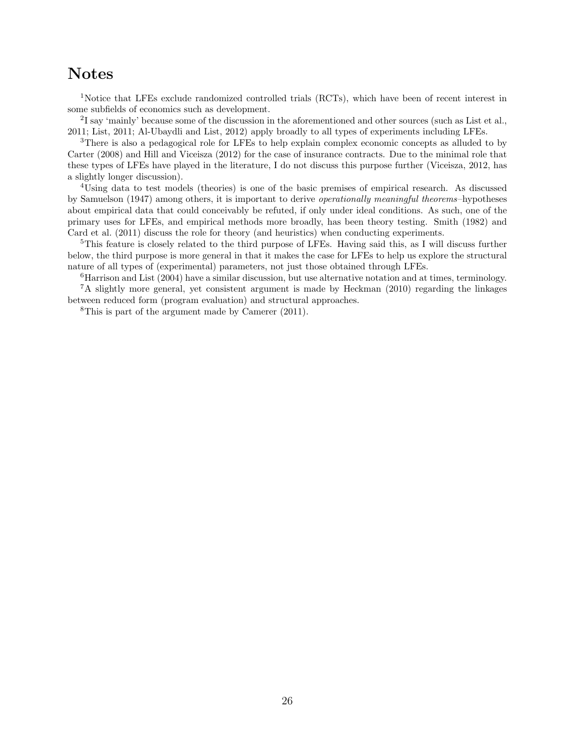# Notes

[1]Notice that LFEs exclude randomized controlled trials (RCTs), which have been of recent interest in some subfields of economics such as development.

[2]I say 'mainly' because some of the discussion in the aforementioned and other sources (such as List et al., 2011; List, 2011; Al-Ubaydli and List, 2012) apply broadly to all types of experiments including LFEs.

[3]There is also a pedagogical role for LFEs to help explain complex economic concepts as alluded to by Carter (2008) and Hill and Viceisza (2012) for the case of insurance contracts. Due to the minimal role that these types of LFEs have played in the literature, I do not discuss this purpose further (Viceisza, 2012, has a slightly longer discussion).

[4]Using data to test models (theories) is one of the basic premises of empirical research. As discussed by Samuelson (1947) among others, it is important to derive *operationally meaningful theorems*–hypotheses about empirical data that could conceivably be refuted, if only under ideal conditions. As such, one of the primary uses for LFEs, and empirical methods more broadly, has been theory testing. Smith (1982) and Card et al. (2011) discuss the role for theory (and heuristics) when conducting experiments.

[5]This feature is closely related to the third purpose of LFEs. Having said this, as I will discuss further below, the third purpose is more general in that it makes the case for LFEs to help us explore the structural nature of all types of (experimental) parameters, not just those obtained through LFEs.

[6]Harrison and List (2004) have a similar discussion, but use alternative notation and at times, terminology.

[7]A slightly more general, yet consistent argument is made by Heckman (2010) regarding the linkages between reduced form (program evaluation) and structural approaches.

[8]This is part of the argument made by Camerer (2011).